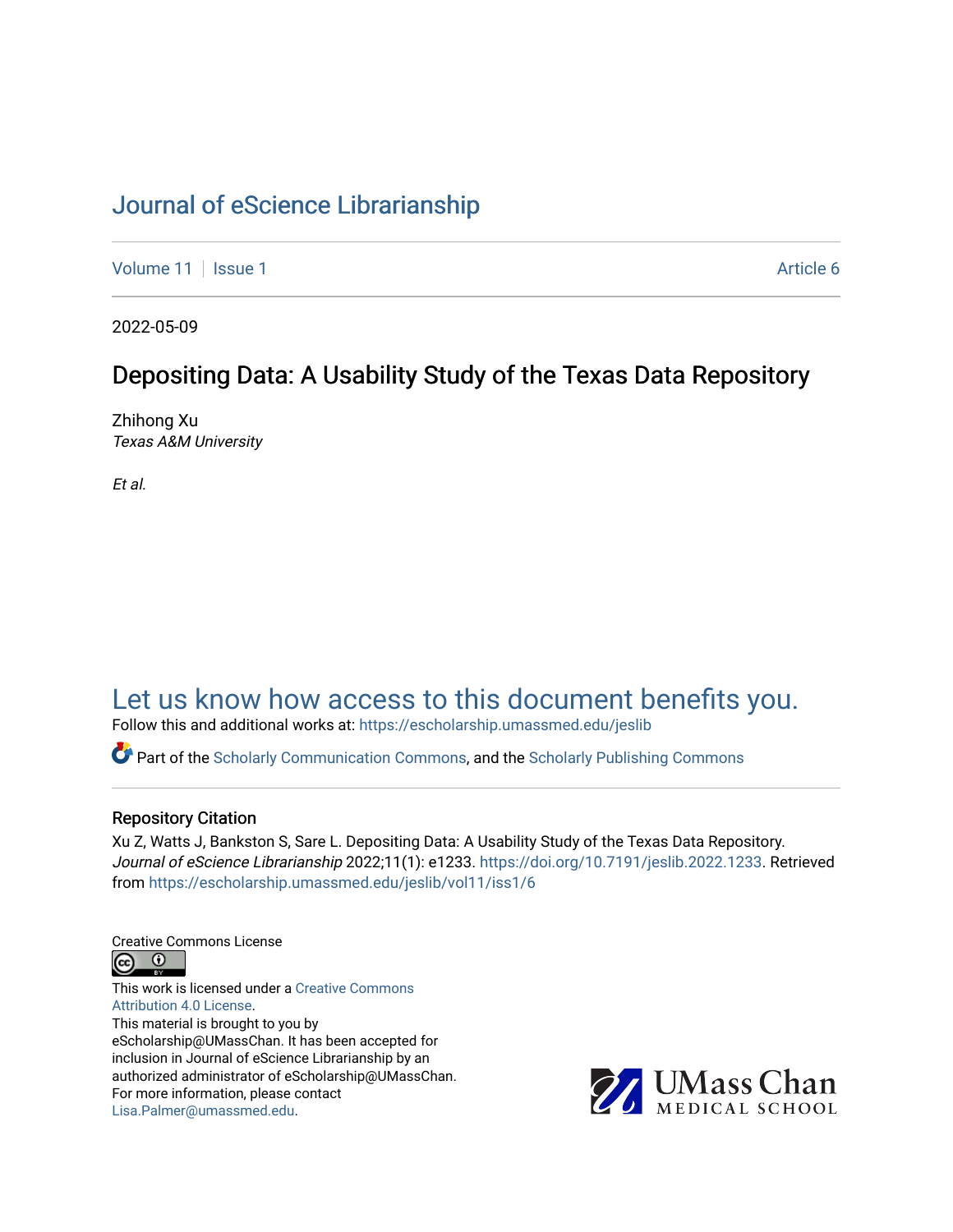# Journal of eScience Librarianship

Volume 11 | Issue 1 | Article 6

2022-05-09

## Depositing Data: A Usability Study of the Texas Data Repository

Zhihong Xu
*Texas A&M University*

*Et al.*

Let us know how access to this document benefits you.

Follow this and additional works at: https://escholarship.umassmed.edu/jeslib

Part of the Scholarly Communication Commons, and the Scholarly Publishing Commons

### Repository Citation

Xu Z, Watts J, Bankston S, Sare L. Depositing Data: A Usability Study of the Texas Data Repository. *Journal of eScience Librarianship* 2022;11(1): e1233. https://doi.org/10.7191/jeslib.2022.1233. Retrieved from https://escholarship.umassmed.edu/jeslib/vol11/iss1/6

Creative Commons License

This work is licensed under a Creative Commons Attribution 4.0 License.

This material is brought to you by eScholarship@UMassChan. It has been accepted for inclusion in Journal of eScience Librarianship by an authorized administrator of eScholarship@UMassChan. For more information, please contact Lisa.Palmer@umassmed.edu.

UMass Chan MEDICAL SCHOOL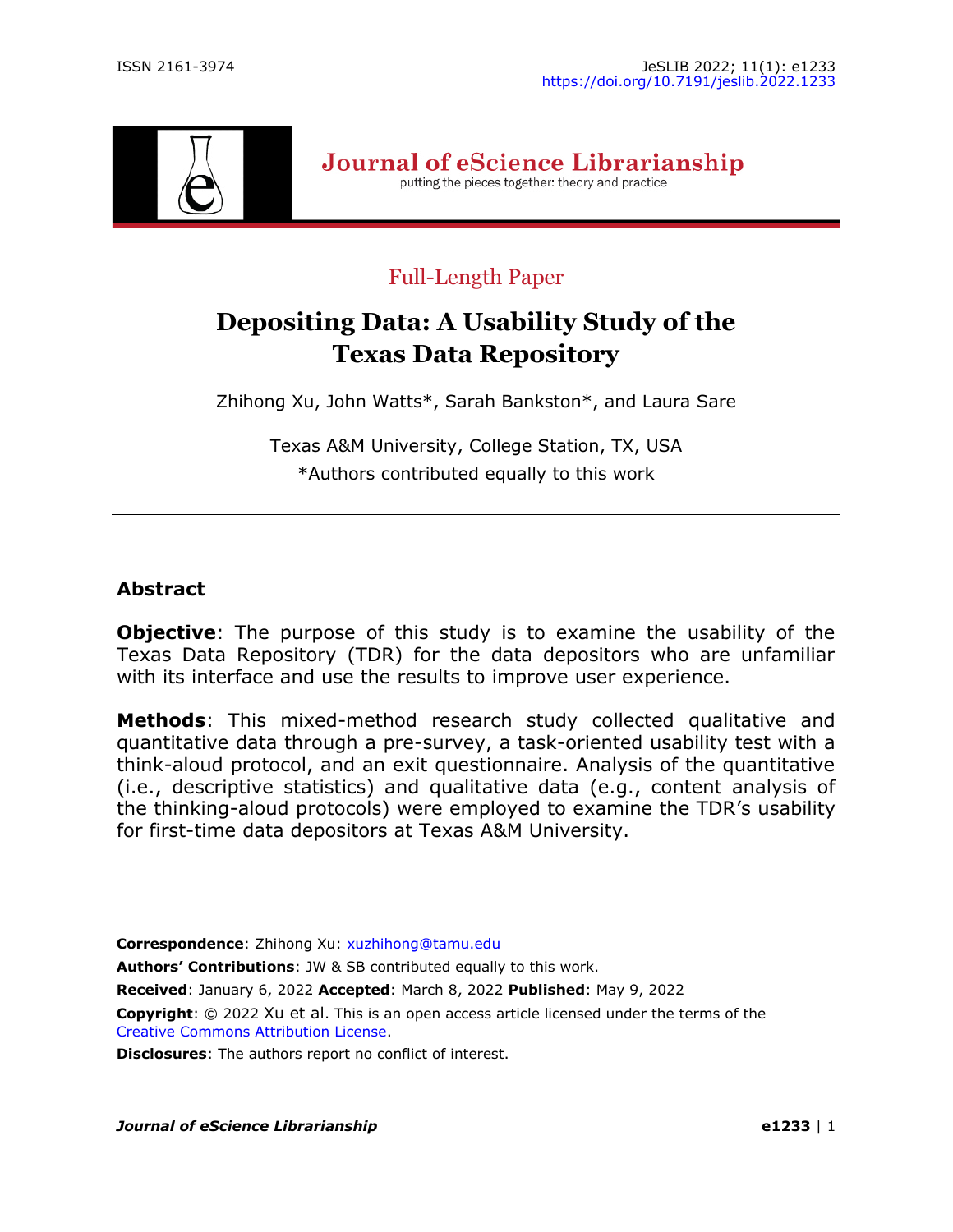Full-Length Paper

# Depositing Data: A Usability Study of the Texas Data Repository

Zhihong Xu, John Watts*, Sarah Bankston*, and Laura Sare

Texas A&M University, College Station, TX, USA
*Authors contributed equally to this work

---

## Abstract

**Objective**: The purpose of this study is to examine the usability of the Texas Data Repository (TDR) for the data depositors who are unfamiliar with its interface and use the results to improve user experience.

**Methods**: This mixed-method research study collected qualitative and quantitative data through a pre-survey, a task-oriented usability test with a think-aloud protocol, and an exit questionnaire. Analysis of the quantitative (i.e., descriptive statistics) and qualitative data (e.g., content analysis of the thinking-aloud protocols) were employed to examine the TDR's usability for first-time data depositors at Texas A&M University.

---

**Correspondence**: Zhihong Xu: xuzhihong@tamu.edu

**Authors' Contributions**: JW & SB contributed equally to this work.

**Received**: January 6, 2022 **Accepted**: March 8, 2022 **Published**: May 9, 2022

**Copyright**: © 2022 Xu et al. This is an open access article licensed under the terms of the Creative Commons Attribution License.

**Disclosures**: The authors report no conflict of interest.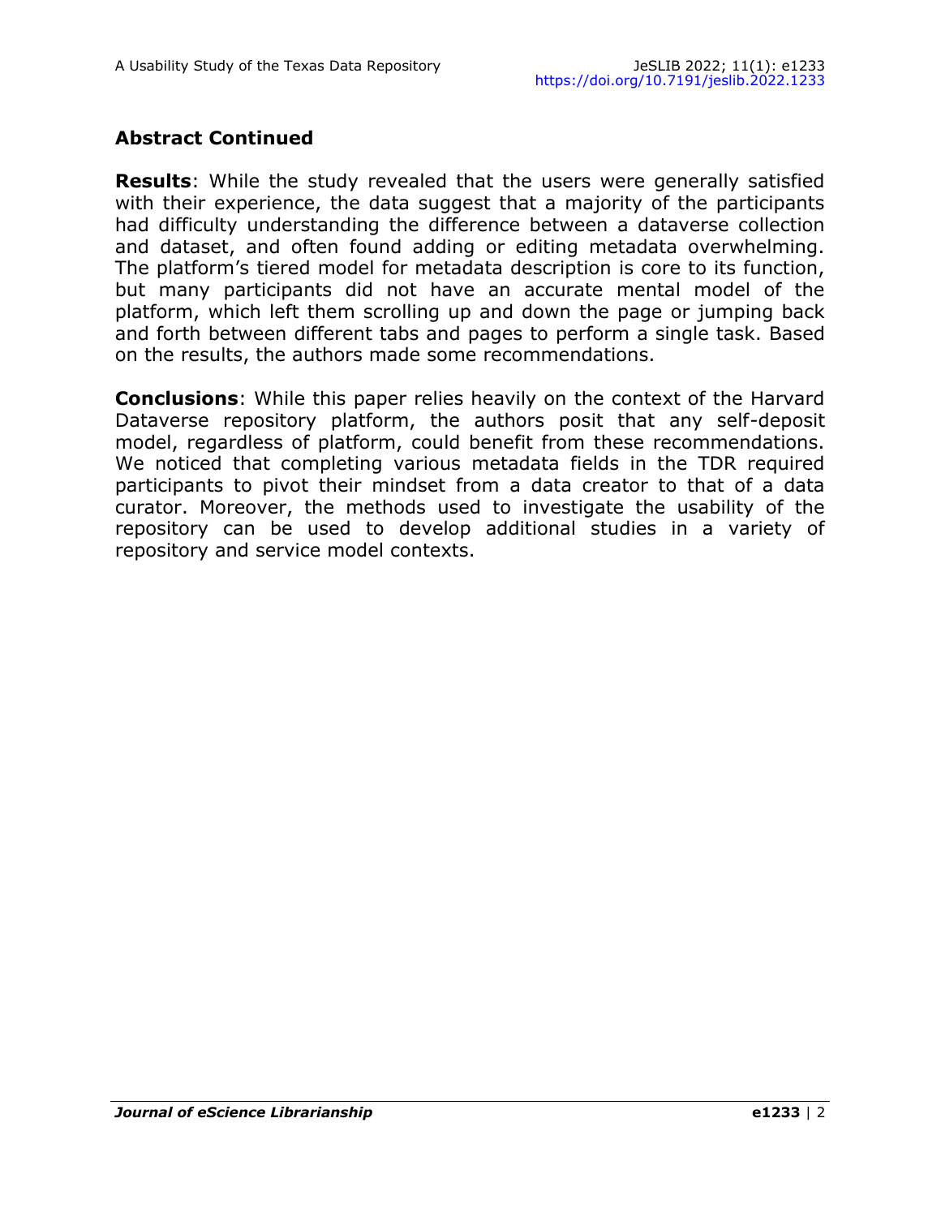## Abstract Continued

**Results**: While the study revealed that the users were generally satisfied with their experience, the data suggest that a majority of the participants had difficulty understanding the difference between a dataverse collection and dataset, and often found adding or editing metadata overwhelming. The platform's tiered model for metadata description is core to its function, but many participants did not have an accurate mental model of the platform, which left them scrolling up and down the page or jumping back and forth between different tabs and pages to perform a single task. Based on the results, the authors made some recommendations.

**Conclusions**: While this paper relies heavily on the context of the Harvard Dataverse repository platform, the authors posit that any self-deposit model, regardless of platform, could benefit from these recommendations. We noticed that completing various metadata fields in the TDR required participants to pivot their mindset from a data creator to that of a data curator. Moreover, the methods used to investigate the usability of the repository can be used to develop additional studies in a variety of repository and service model contexts.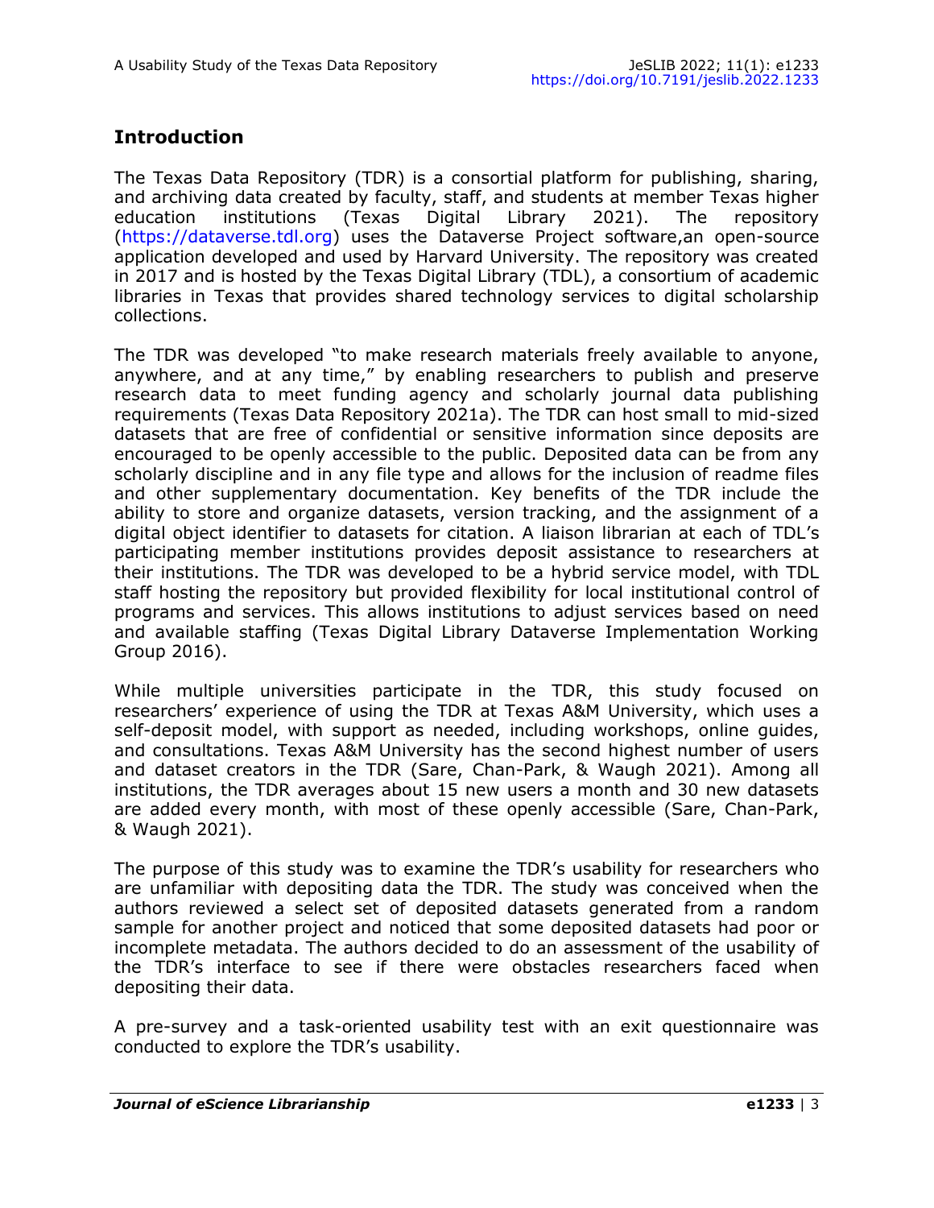## Introduction

The Texas Data Repository (TDR) is a consortial platform for publishing, sharing, and archiving data created by faculty, staff, and students at member Texas higher education institutions (Texas Digital Library 2021). The repository (https://dataverse.tdl.org) uses the Dataverse Project software,an open-source application developed and used by Harvard University. The repository was created in 2017 and is hosted by the Texas Digital Library (TDL), a consortium of academic libraries in Texas that provides shared technology services to digital scholarship collections.

The TDR was developed "to make research materials freely available to anyone, anywhere, and at any time," by enabling researchers to publish and preserve research data to meet funding agency and scholarly journal data publishing requirements (Texas Data Repository 2021a). The TDR can host small to mid-sized datasets that are free of confidential or sensitive information since deposits are encouraged to be openly accessible to the public. Deposited data can be from any scholarly discipline and in any file type and allows for the inclusion of readme files and other supplementary documentation. Key benefits of the TDR include the ability to store and organize datasets, version tracking, and the assignment of a digital object identifier to datasets for citation. A liaison librarian at each of TDL's participating member institutions provides deposit assistance to researchers at their institutions. The TDR was developed to be a hybrid service model, with TDL staff hosting the repository but provided flexibility for local institutional control of programs and services. This allows institutions to adjust services based on need and available staffing (Texas Digital Library Dataverse Implementation Working Group 2016).

While multiple universities participate in the TDR, this study focused on researchers' experience of using the TDR at Texas A&M University, which uses a self-deposit model, with support as needed, including workshops, online guides, and consultations. Texas A&M University has the second highest number of users and dataset creators in the TDR (Sare, Chan-Park, & Waugh 2021). Among all institutions, the TDR averages about 15 new users a month and 30 new datasets are added every month, with most of these openly accessible (Sare, Chan-Park, & Waugh 2021).

The purpose of this study was to examine the TDR's usability for researchers who are unfamiliar with depositing data the TDR. The study was conceived when the authors reviewed a select set of deposited datasets generated from a random sample for another project and noticed that some deposited datasets had poor or incomplete metadata. The authors decided to do an assessment of the usability of the TDR's interface to see if there were obstacles researchers faced when depositing their data.

A pre-survey and a task-oriented usability test with an exit questionnaire was conducted to explore the TDR's usability.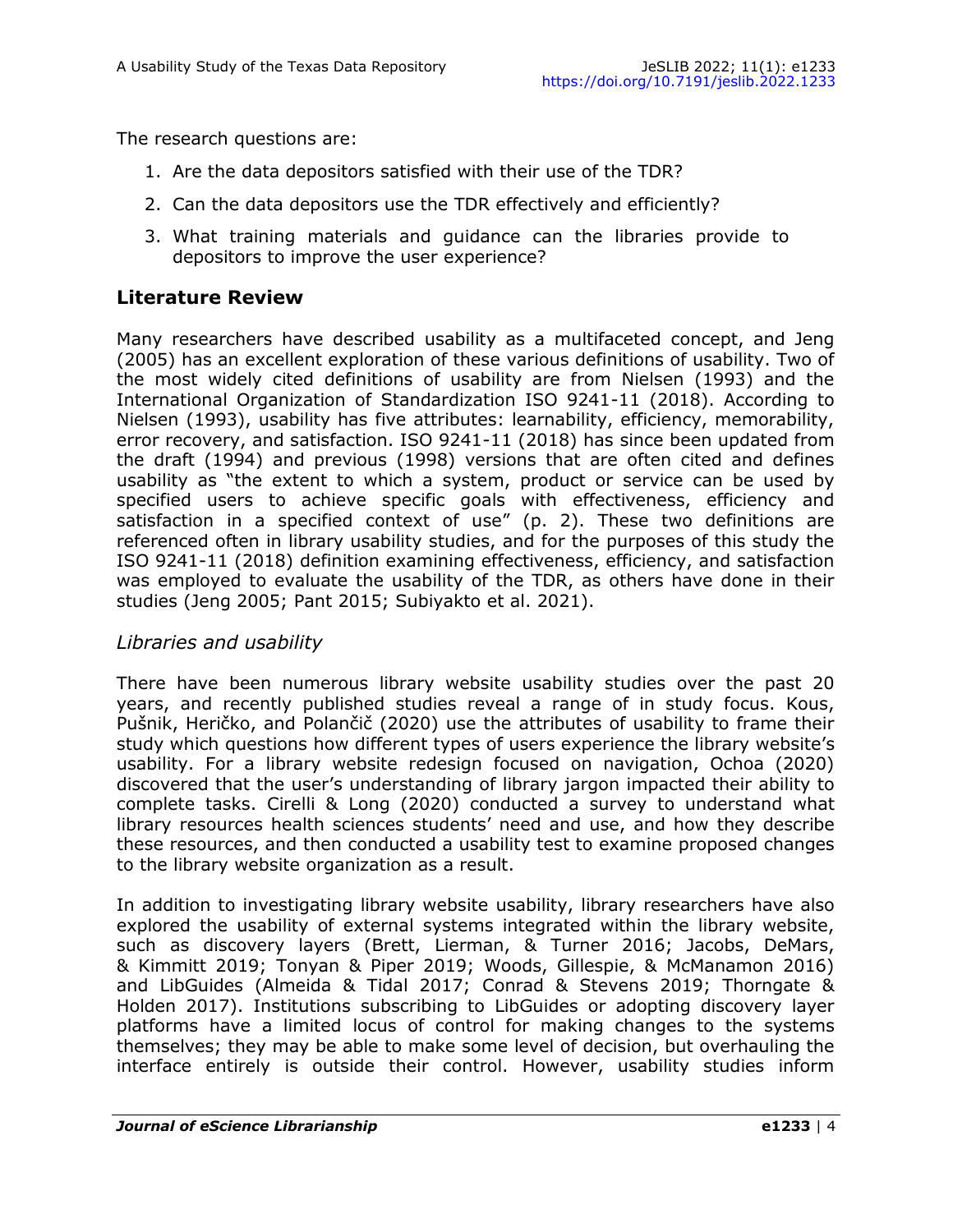The research questions are:

1. Are the data depositors satisfied with their use of the TDR?
2. Can the data depositors use the TDR effectively and efficiently?
3. What training materials and guidance can the libraries provide to depositors to improve the user experience?

## Literature Review

Many researchers have described usability as a multifaceted concept, and Jeng (2005) has an excellent exploration of these various definitions of usability. Two of the most widely cited definitions of usability are from Nielsen (1993) and the International Organization of Standardization ISO 9241-11 (2018). According to Nielsen (1993), usability has five attributes: learnability, efficiency, memorability, error recovery, and satisfaction. ISO 9241-11 (2018) has since been updated from the draft (1994) and previous (1998) versions that are often cited and defines usability as "the extent to which a system, product or service can be used by specified users to achieve specific goals with effectiveness, efficiency and satisfaction in a specified context of use" (p. 2). These two definitions are referenced often in library usability studies, and for the purposes of this study the ISO 9241-11 (2018) definition examining effectiveness, efficiency, and satisfaction was employed to evaluate the usability of the TDR, as others have done in their studies (Jeng 2005; Pant 2015; Subiyakto et al. 2021).

### *Libraries and usability*

There have been numerous library website usability studies over the past 20 years, and recently published studies reveal a range of in study focus. Kous, Pušnik, Heričko, and Polančič (2020) use the attributes of usability to frame their study which questions how different types of users experience the library website's usability. For a library website redesign focused on navigation, Ochoa (2020) discovered that the user's understanding of library jargon impacted their ability to complete tasks. Cirelli & Long (2020) conducted a survey to understand what library resources health sciences students' need and use, and how they describe these resources, and then conducted a usability test to examine proposed changes to the library website organization as a result.

In addition to investigating library website usability, library researchers have also explored the usability of external systems integrated within the library website, such as discovery layers (Brett, Lierman, & Turner 2016; Jacobs, DeMars, & Kimmitt 2019; Tonyan & Piper 2019; Woods, Gillespie, & McManamon 2016) and LibGuides (Almeida & Tidal 2017; Conrad & Stevens 2019; Thorngate & Holden 2017). Institutions subscribing to LibGuides or adopting discovery layer platforms have a limited locus of control for making changes to the systems themselves; they may be able to make some level of decision, but overhauling the interface entirely is outside their control. However, usability studies inform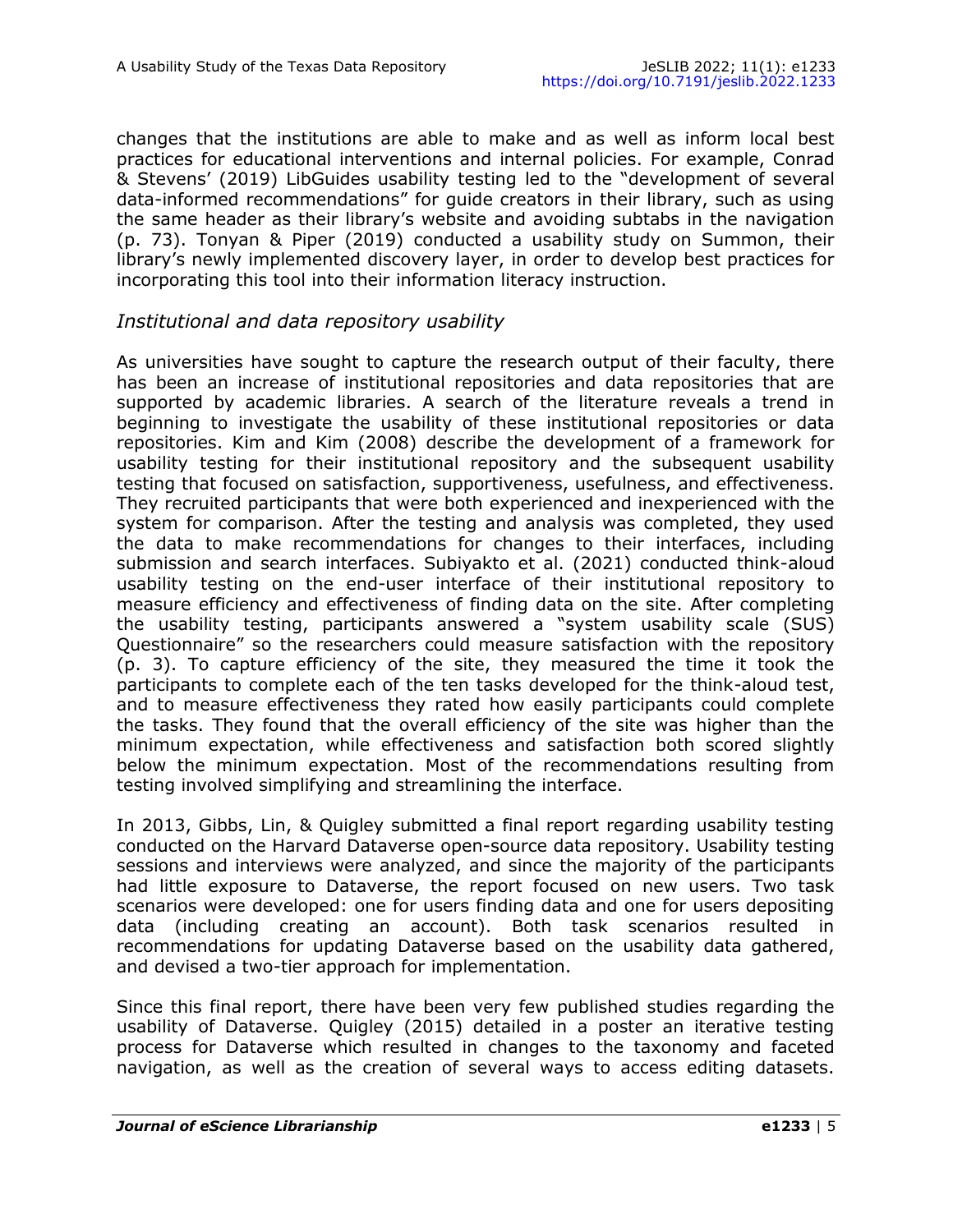changes that the institutions are able to make and as well as inform local best practices for educational interventions and internal policies. For example, Conrad & Stevens' (2019) LibGuides usability testing led to the "development of several data-informed recommendations" for guide creators in their library, such as using the same header as their library's website and avoiding subtabs in the navigation (p. 73). Tonyan & Piper (2019) conducted a usability study on Summon, their library's newly implemented discovery layer, in order to develop best practices for incorporating this tool into their information literacy instruction.

### *Institutional and data repository usability*

As universities have sought to capture the research output of their faculty, there has been an increase of institutional repositories and data repositories that are supported by academic libraries. A search of the literature reveals a trend in beginning to investigate the usability of these institutional repositories or data repositories. Kim and Kim (2008) describe the development of a framework for usability testing for their institutional repository and the subsequent usability testing that focused on satisfaction, supportiveness, usefulness, and effectiveness. They recruited participants that were both experienced and inexperienced with the system for comparison. After the testing and analysis was completed, they used the data to make recommendations for changes to their interfaces, including submission and search interfaces. Subiyakto et al. (2021) conducted think-aloud usability testing on the end-user interface of their institutional repository to measure efficiency and effectiveness of finding data on the site. After completing the usability testing, participants answered a "system usability scale (SUS) Questionnaire" so the researchers could measure satisfaction with the repository (p. 3). To capture efficiency of the site, they measured the time it took the participants to complete each of the ten tasks developed for the think-aloud test, and to measure effectiveness they rated how easily participants could complete the tasks. They found that the overall efficiency of the site was higher than the minimum expectation, while effectiveness and satisfaction both scored slightly below the minimum expectation. Most of the recommendations resulting from testing involved simplifying and streamlining the interface.

In 2013, Gibbs, Lin, & Quigley submitted a final report regarding usability testing conducted on the Harvard Dataverse open-source data repository. Usability testing sessions and interviews were analyzed, and since the majority of the participants had little exposure to Dataverse, the report focused on new users. Two task scenarios were developed: one for users finding data and one for users depositing data (including creating an account). Both task scenarios resulted in recommendations for updating Dataverse based on the usability data gathered, and devised a two-tier approach for implementation.

Since this final report, there have been very few published studies regarding the usability of Dataverse. Quigley (2015) detailed in a poster an iterative testing process for Dataverse which resulted in changes to the taxonomy and faceted navigation, as well as the creation of several ways to access editing datasets.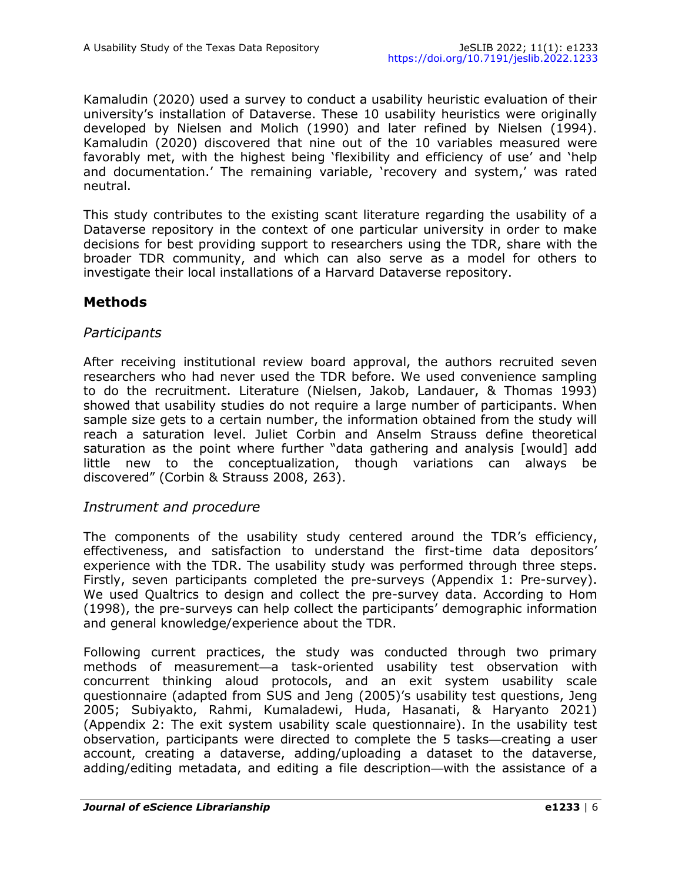Kamaludin (2020) used a survey to conduct a usability heuristic evaluation of their university's installation of Dataverse. These 10 usability heuristics were originally developed by Nielsen and Molich (1990) and later refined by Nielsen (1994). Kamaludin (2020) discovered that nine out of the 10 variables measured were favorably met, with the highest being 'flexibility and efficiency of use' and 'help and documentation.' The remaining variable, 'recovery and system,' was rated neutral.

This study contributes to the existing scant literature regarding the usability of a Dataverse repository in the context of one particular university in order to make decisions for best providing support to researchers using the TDR, share with the broader TDR community, and which can also serve as a model for others to investigate their local installations of a Harvard Dataverse repository.

## Methods

### *Participants*

After receiving institutional review board approval, the authors recruited seven researchers who had never used the TDR before. We used convenience sampling to do the recruitment. Literature (Nielsen, Jakob, Landauer, & Thomas 1993) showed that usability studies do not require a large number of participants. When sample size gets to a certain number, the information obtained from the study will reach a saturation level. Juliet Corbin and Anselm Strauss define theoretical saturation as the point where further "data gathering and analysis [would] add little new to the conceptualization, though variations can always be discovered" (Corbin & Strauss 2008, 263).

### *Instrument and procedure*

The components of the usability study centered around the TDR's efficiency, effectiveness, and satisfaction to understand the first-time data depositors' experience with the TDR. The usability study was performed through three steps. Firstly, seven participants completed the pre-surveys (Appendix 1: Pre-survey). We used Qualtrics to design and collect the pre-survey data. According to Hom (1998), the pre-surveys can help collect the participants' demographic information and general knowledge/experience about the TDR.

Following current practices, the study was conducted through two primary methods of measurement—a task-oriented usability test observation with concurrent thinking aloud protocols, and an exit system usability scale questionnaire (adapted from SUS and Jeng (2005)'s usability test questions, Jeng 2005; Subiyakto, Rahmi, Kumaladewi, Huda, Hasanati, & Haryanto 2021) (Appendix 2: The exit system usability scale questionnaire). In the usability test observation, participants were directed to complete the 5 tasks—creating a user account, creating a dataverse, adding/uploading a dataset to the dataverse, adding/editing metadata, and editing a file description—with the assistance of a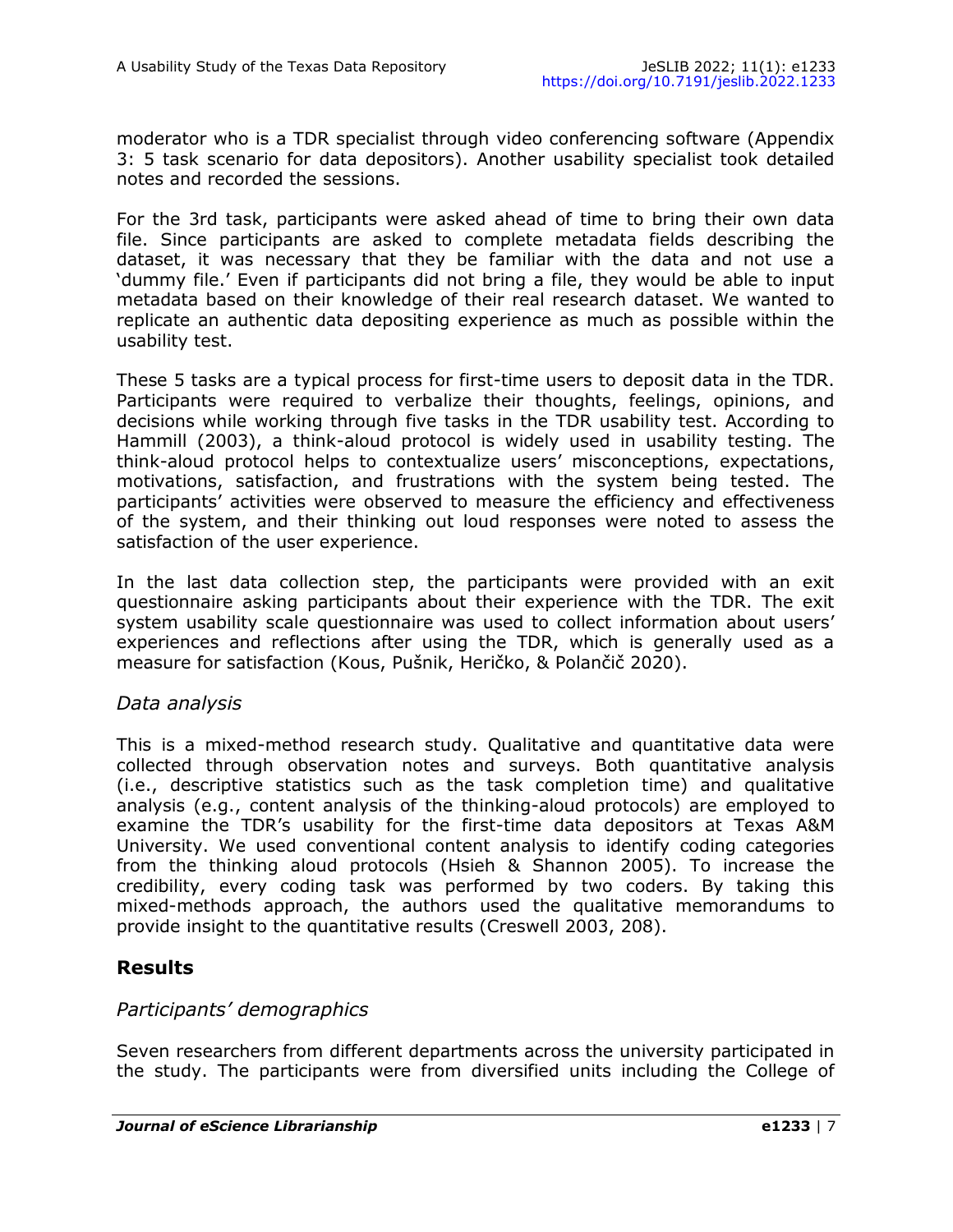moderator who is a TDR specialist through video conferencing software (Appendix 3: 5 task scenario for data depositors). Another usability specialist took detailed notes and recorded the sessions.

For the 3rd task, participants were asked ahead of time to bring their own data file. Since participants are asked to complete metadata fields describing the dataset, it was necessary that they be familiar with the data and not use a 'dummy file.' Even if participants did not bring a file, they would be able to input metadata based on their knowledge of their real research dataset. We wanted to replicate an authentic data depositing experience as much as possible within the usability test.

These 5 tasks are a typical process for first-time users to deposit data in the TDR. Participants were required to verbalize their thoughts, feelings, opinions, and decisions while working through five tasks in the TDR usability test. According to Hammill (2003), a think-aloud protocol is widely used in usability testing. The think-aloud protocol helps to contextualize users' misconceptions, expectations, motivations, satisfaction, and frustrations with the system being tested. The participants' activities were observed to measure the efficiency and effectiveness of the system, and their thinking out loud responses were noted to assess the satisfaction of the user experience.

In the last data collection step, the participants were provided with an exit questionnaire asking participants about their experience with the TDR. The exit system usability scale questionnaire was used to collect information about users' experiences and reflections after using the TDR, which is generally used as a measure for satisfaction (Kous, Pušnik, Heričko, & Polančič 2020).

### *Data analysis*

This is a mixed-method research study. Qualitative and quantitative data were collected through observation notes and surveys. Both quantitative analysis (i.e., descriptive statistics such as the task completion time) and qualitative analysis (e.g., content analysis of the thinking-aloud protocols) are employed to examine the TDR's usability for the first-time data depositors at Texas A&M University. We used conventional content analysis to identify coding categories from the thinking aloud protocols (Hsieh & Shannon 2005). To increase the credibility, every coding task was performed by two coders. By taking this mixed-methods approach, the authors used the qualitative memorandums to provide insight to the quantitative results (Creswell 2003, 208).

## Results

### *Participants' demographics*

Seven researchers from different departments across the university participated in the study. The participants were from diversified units including the College of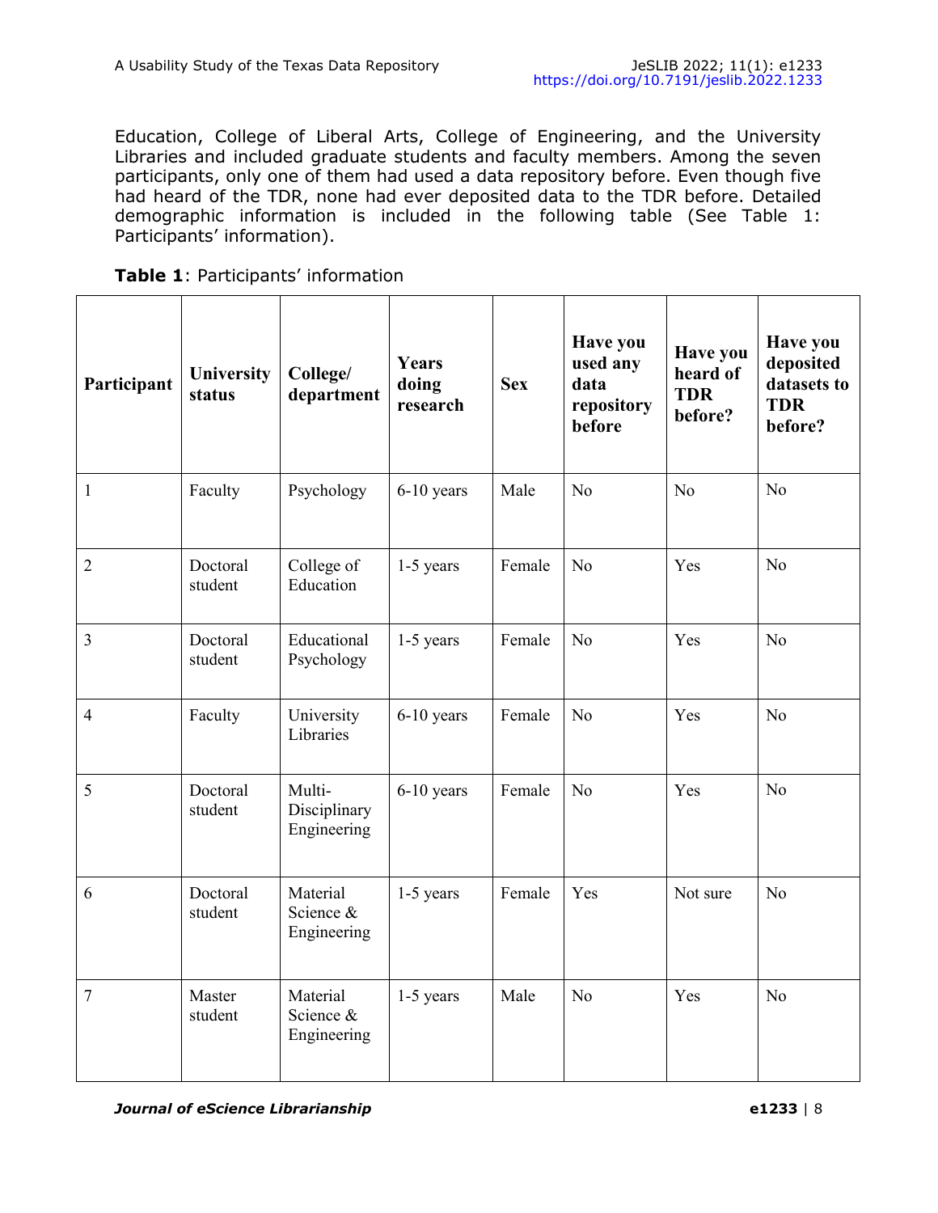Education, College of Liberal Arts, College of Engineering, and the University Libraries and included graduate students and faculty members. Among the seven participants, only one of them had used a data repository before. Even though five had heard of the TDR, none had ever deposited data to the TDR before. Detailed demographic information is included in the following table (See Table 1: Participants' information).

**Table 1**: Participants' information

| Participant | University status | College/ department | Years doing research | Sex | Have you used any data repository before | Have you heard of TDR before? | Have you deposited datasets to TDR before? |
|---|---|---|---|---|---|---|---|
| 1 | Faculty | Psychology | 6-10 years | Male | No | No | No |
| 2 | Doctoral student | College of Education | 1-5 years | Female | No | Yes | No |
| 3 | Doctoral student | Educational Psychology | 1-5 years | Female | No | Yes | No |
| 4 | Faculty | University Libraries | 6-10 years | Female | No | Yes | No |
| 5 | Doctoral student | Multi-Disciplinary Engineering | 6-10 years | Female | No | Yes | No |
| 6 | Doctoral student | Material Science & Engineering | 1-5 years | Female | Yes | Not sure | No |
| 7 | Master student | Material Science & Engineering | 1-5 years | Male | No | Yes | No |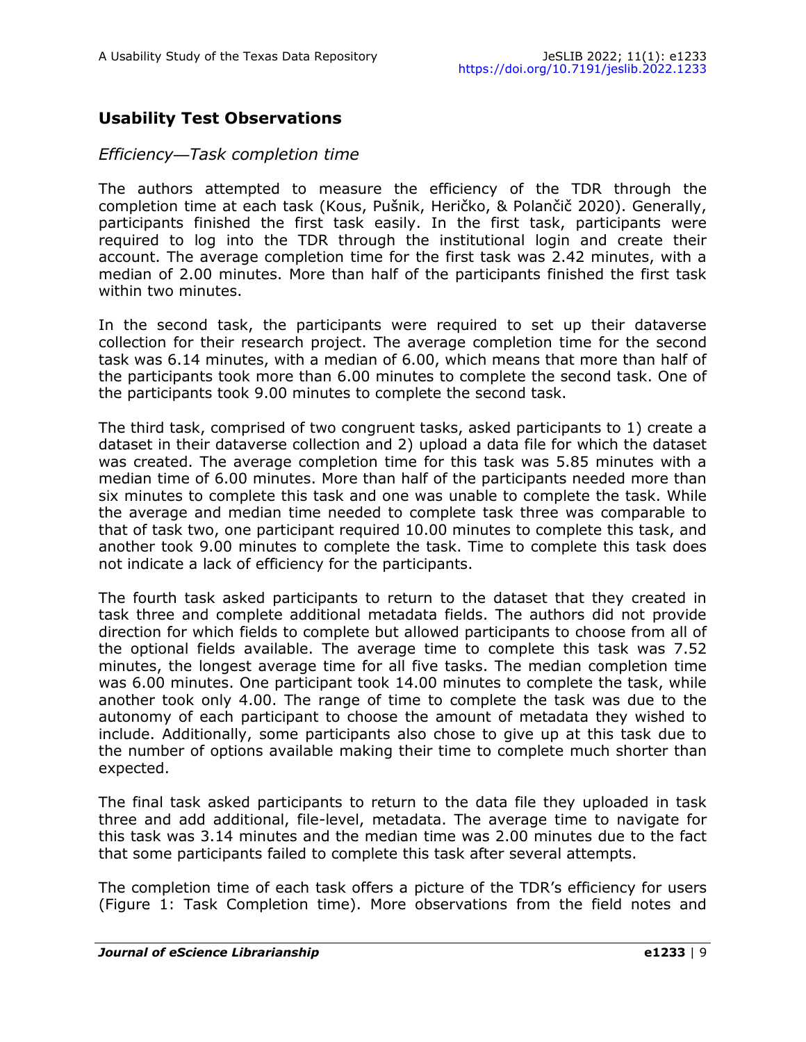## Usability Test Observations

### *Efficiency—Task completion time*

The authors attempted to measure the efficiency of the TDR through the completion time at each task (Kous, Pušnik, Heričko, & Polančič 2020). Generally, participants finished the first task easily. In the first task, participants were required to log into the TDR through the institutional login and create their account. The average completion time for the first task was 2.42 minutes, with a median of 2.00 minutes. More than half of the participants finished the first task within two minutes.

In the second task, the participants were required to set up their dataverse collection for their research project. The average completion time for the second task was 6.14 minutes, with a median of 6.00, which means that more than half of the participants took more than 6.00 minutes to complete the second task. One of the participants took 9.00 minutes to complete the second task.

The third task, comprised of two congruent tasks, asked participants to 1) create a dataset in their dataverse collection and 2) upload a data file for which the dataset was created. The average completion time for this task was 5.85 minutes with a median time of 6.00 minutes. More than half of the participants needed more than six minutes to complete this task and one was unable to complete the task. While the average and median time needed to complete task three was comparable to that of task two, one participant required 10.00 minutes to complete this task, and another took 9.00 minutes to complete the task. Time to complete this task does not indicate a lack of efficiency for the participants.

The fourth task asked participants to return to the dataset that they created in task three and complete additional metadata fields. The authors did not provide direction for which fields to complete but allowed participants to choose from all of the optional fields available. The average time to complete this task was 7.52 minutes, the longest average time for all five tasks. The median completion time was 6.00 minutes. One participant took 14.00 minutes to complete the task, while another took only 4.00. The range of time to complete the task was due to the autonomy of each participant to choose the amount of metadata they wished to include. Additionally, some participants also chose to give up at this task due to the number of options available making their time to complete much shorter than expected.

The final task asked participants to return to the data file they uploaded in task three and add additional, file-level, metadata. The average time to navigate for this task was 3.14 minutes and the median time was 2.00 minutes due to the fact that some participants failed to complete this task after several attempts.

The completion time of each task offers a picture of the TDR's efficiency for users (Figure 1: Task Completion time). More observations from the field notes and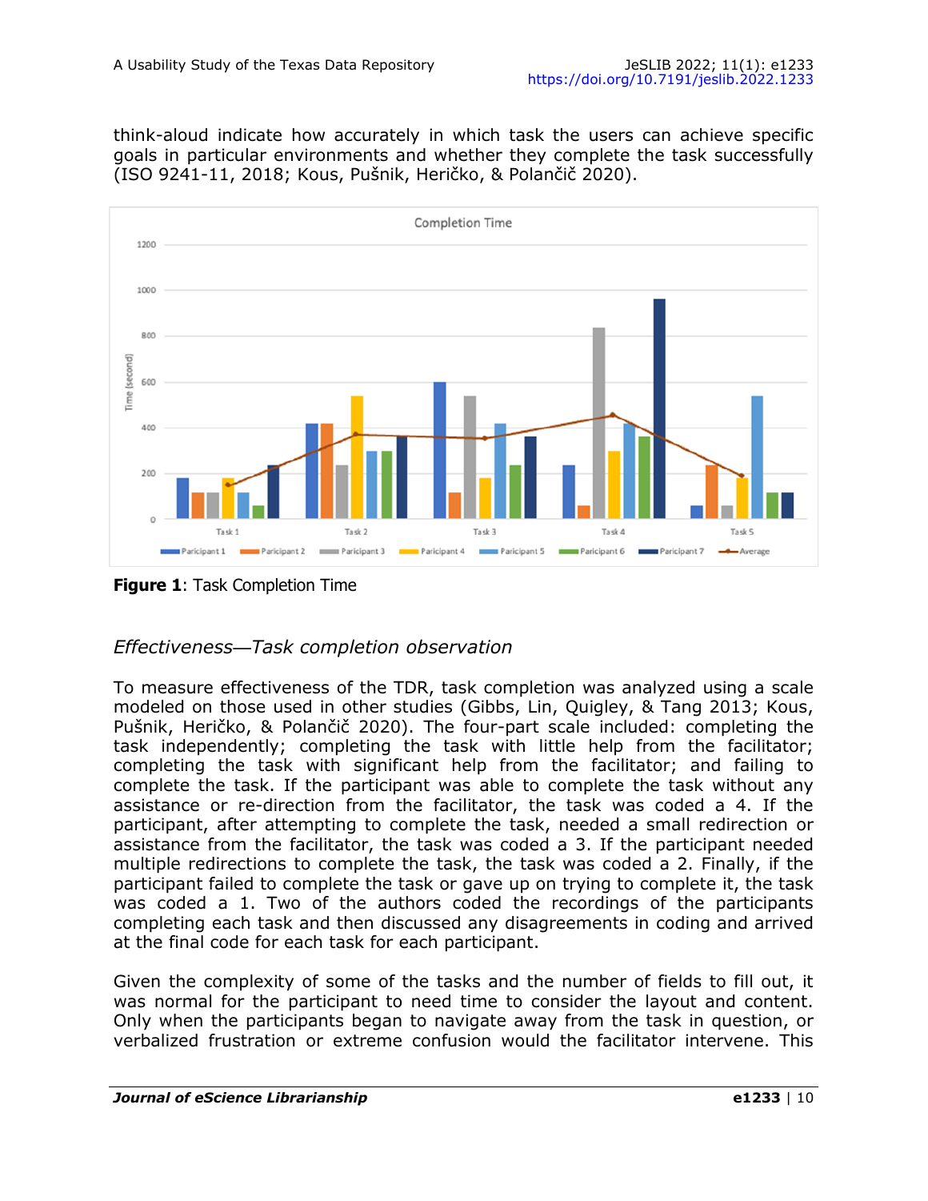think-aloud indicate how accurately in which task the users can achieve specific goals in particular environments and whether they complete the task successfully (ISO 9241-11, 2018; Kous, Pušnik, Heričko, & Polančič 2020).

**Figure 1**: Task Completion Time

### *Effectiveness—Task completion observation*

To measure effectiveness of the TDR, task completion was analyzed using a scale modeled on those used in other studies (Gibbs, Lin, Quigley, & Tang 2013; Kous, Pušnik, Heričko, & Polančič 2020). The four-part scale included: completing the task independently; completing the task with little help from the facilitator; completing the task with significant help from the facilitator; and failing to complete the task. If the participant was able to complete the task without any assistance or re-direction from the facilitator, the task was coded a 4. If the participant, after attempting to complete the task, needed a small redirection or assistance from the facilitator, the task was coded a 3. If the participant needed multiple redirections to complete the task, the task was coded a 2. Finally, if the participant failed to complete the task or gave up on trying to complete it, the task was coded a 1. Two of the authors coded the recordings of the participants completing each task and then discussed any disagreements in coding and arrived at the final code for each task for each participant.

Given the complexity of some of the tasks and the number of fields to fill out, it was normal for the participant to need time to consider the layout and content. Only when the participants began to navigate away from the task in question, or verbalized frustration or extreme confusion would the facilitator intervene. This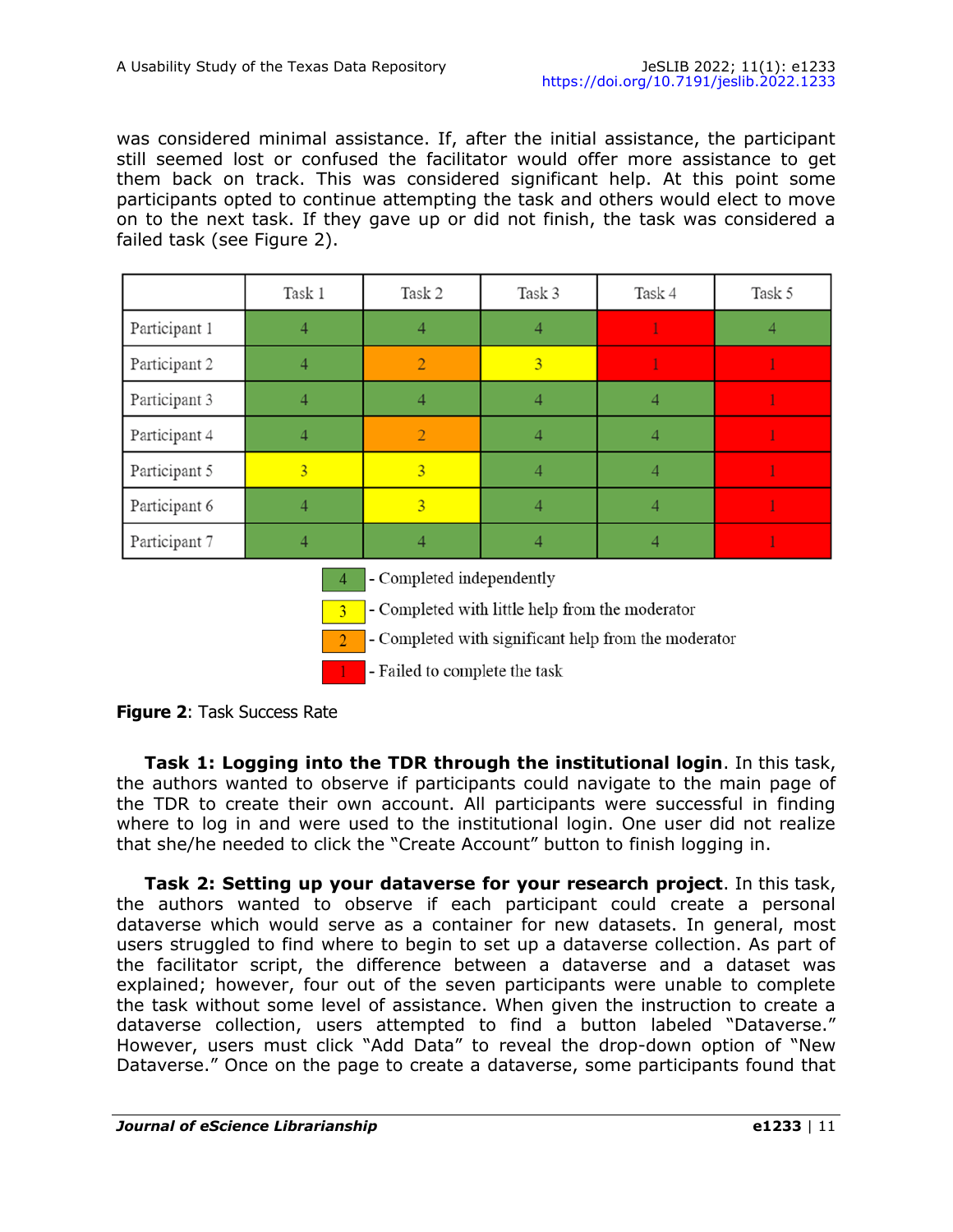was considered minimal assistance. If, after the initial assistance, the participant still seemed lost or confused the facilitator would offer more assistance to get them back on track. This was considered significant help. At this point some participants opted to continue attempting the task and others would elect to move on to the next task. If they gave up or did not finish, the task was considered a failed task (see Figure 2).

| | Task 1 | Task 2 | Task 3 | Task 4 | Task 5 |
|---|---|---|---|---|---|
| Participant 1 | 4 | 4 | 4 | 1 | 4 |
| Participant 2 | 4 | 2 | 3 | 1 | 1 |
| Participant 3 | 4 | 4 | 4 | 4 | 1 |
| Participant 4 | 4 | 2 | 4 | 4 | 1 |
| Participant 5 | 3 | 3 | 4 | 4 | 1 |
| Participant 6 | 4 | 3 | 4 | 4 | 1 |
| Participant 7 | 4 | 4 | 4 | 4 | 1 |

4 - Completed independently

3 - Completed with little help from the moderator

2 - Completed with significant help from the moderator

1 - Failed to complete the task

**Figure 2**: Task Success Rate

**Task 1: Logging into the TDR through the institutional login**. In this task, the authors wanted to observe if participants could navigate to the main page of the TDR to create their own account. All participants were successful in finding where to log in and were used to the institutional login. One user did not realize that she/he needed to click the "Create Account" button to finish logging in.

**Task 2: Setting up your dataverse for your research project**. In this task, the authors wanted to observe if each participant could create a personal dataverse which would serve as a container for new datasets. In general, most users struggled to find where to begin to set up a dataverse collection. As part of the facilitator script, the difference between a dataverse and a dataset was explained; however, four out of the seven participants were unable to complete the task without some level of assistance. When given the instruction to create a dataverse collection, users attempted to find a button labeled "Dataverse." However, users must click "Add Data" to reveal the drop-down option of "New Dataverse." Once on the page to create a dataverse, some participants found that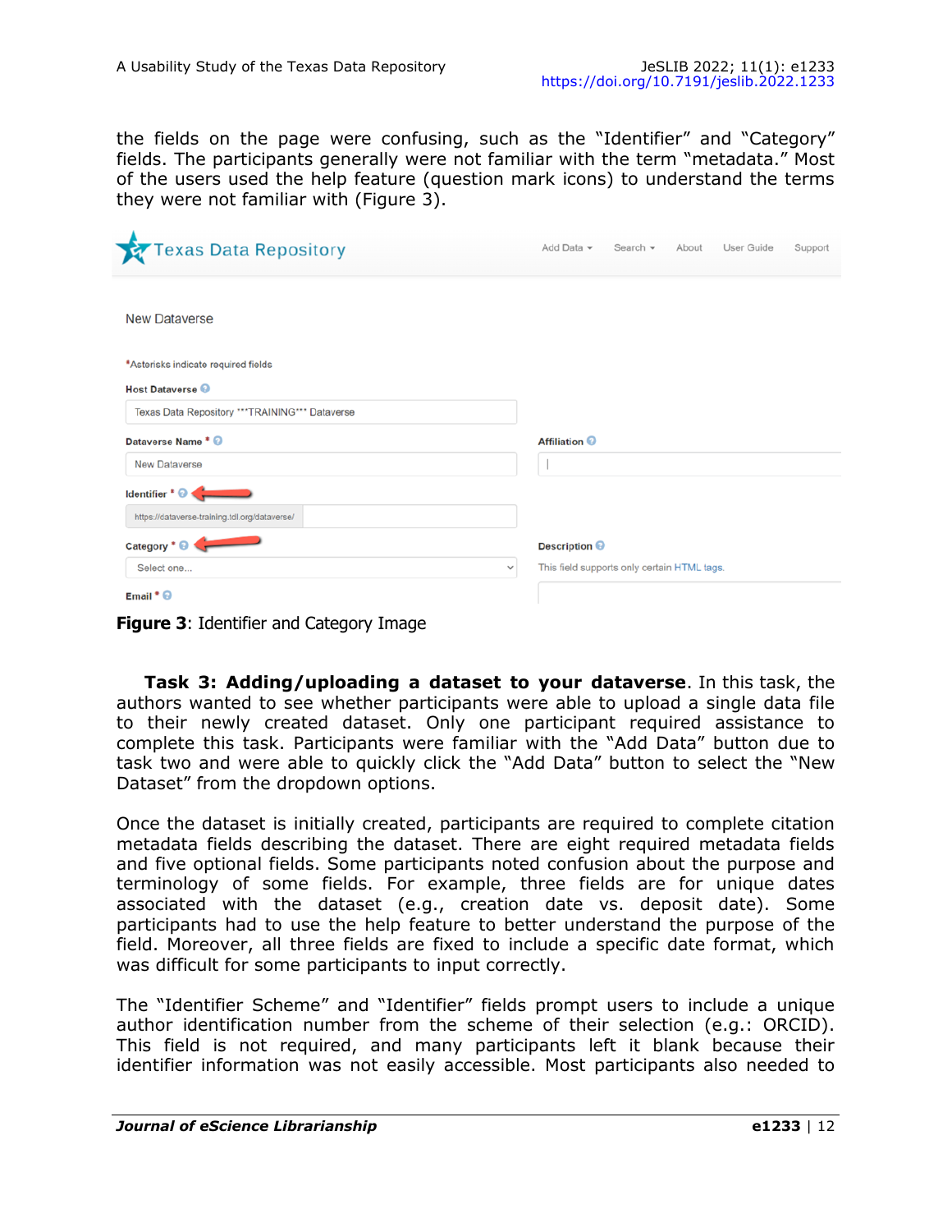the fields on the page were confusing, such as the “Identifier” and “Category” fields. The participants generally were not familiar with the term “metadata.” Most of the users used the help feature (question mark icons) to understand the terms they were not familiar with (Figure 3).

**Figure 3**: Identifier and Category Image

**Task 3: Adding/uploading a dataset to your dataverse**. In this task, the authors wanted to see whether participants were able to upload a single data file to their newly created dataset. Only one participant required assistance to complete this task. Participants were familiar with the “Add Data” button due to task two and were able to quickly click the “Add Data” button to select the “New Dataset” from the dropdown options.

Once the dataset is initially created, participants are required to complete citation metadata fields describing the dataset. There are eight required metadata fields and five optional fields. Some participants noted confusion about the purpose and terminology of some fields. For example, three fields are for unique dates associated with the dataset (e.g., creation date vs. deposit date). Some participants had to use the help feature to better understand the purpose of the field. Moreover, all three fields are fixed to include a specific date format, which was difficult for some participants to input correctly.

The “Identifier Scheme” and “Identifier” fields prompt users to include a unique author identification number from the scheme of their selection (e.g.: ORCID). This field is not required, and many participants left it blank because their identifier information was not easily accessible. Most participants also needed to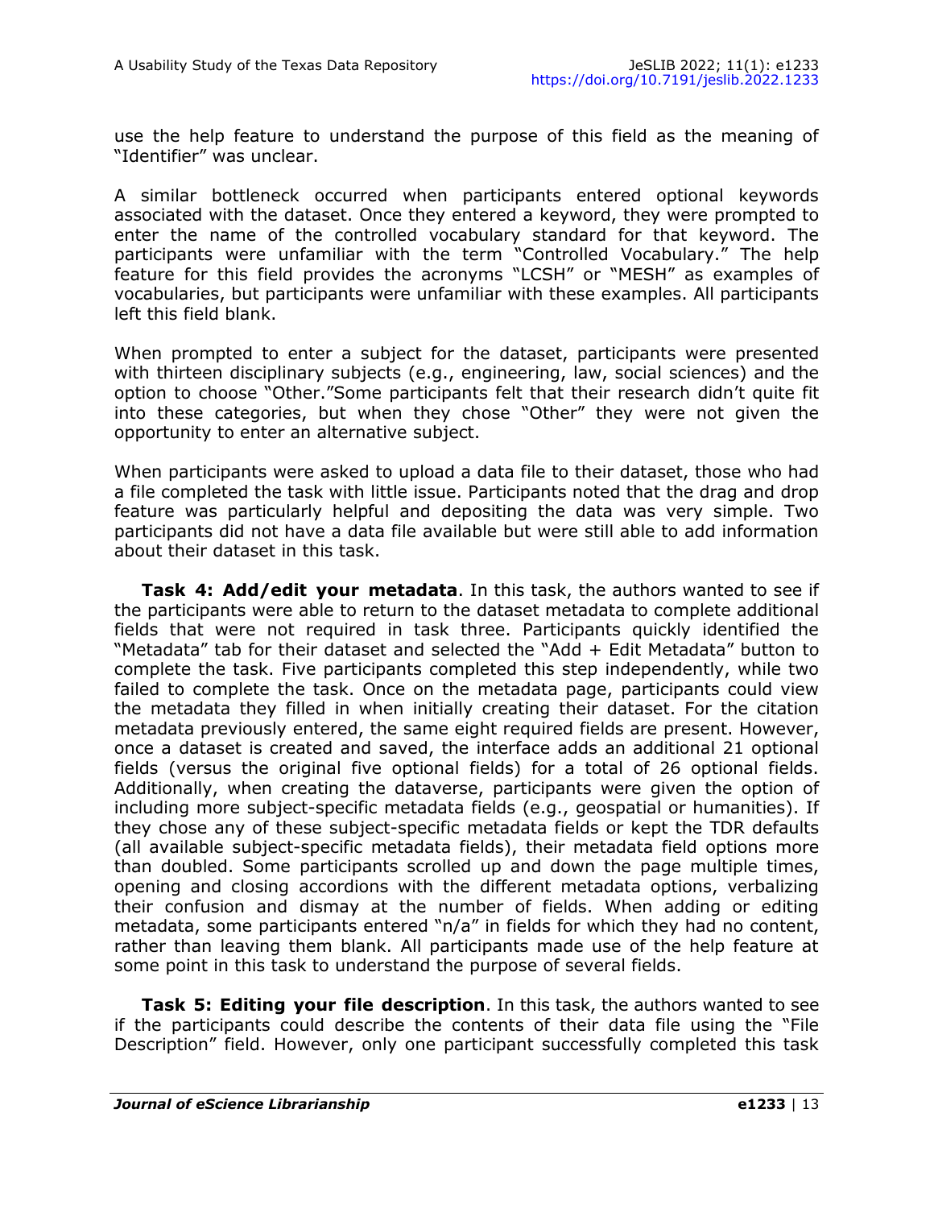use the help feature to understand the purpose of this field as the meaning of "Identifier" was unclear.

A similar bottleneck occurred when participants entered optional keywords associated with the dataset. Once they entered a keyword, they were prompted to enter the name of the controlled vocabulary standard for that keyword. The participants were unfamiliar with the term "Controlled Vocabulary." The help feature for this field provides the acronyms "LCSH" or "MESH" as examples of vocabularies, but participants were unfamiliar with these examples. All participants left this field blank.

When prompted to enter a subject for the dataset, participants were presented with thirteen disciplinary subjects (e.g., engineering, law, social sciences) and the option to choose "Other."Some participants felt that their research didn't quite fit into these categories, but when they chose "Other" they were not given the opportunity to enter an alternative subject.

When participants were asked to upload a data file to their dataset, those who had a file completed the task with little issue. Participants noted that the drag and drop feature was particularly helpful and depositing the data was very simple. Two participants did not have a data file available but were still able to add information about their dataset in this task.

**Task 4: Add/edit your metadata**. In this task, the authors wanted to see if the participants were able to return to the dataset metadata to complete additional fields that were not required in task three. Participants quickly identified the "Metadata" tab for their dataset and selected the "Add + Edit Metadata" button to complete the task. Five participants completed this step independently, while two failed to complete the task. Once on the metadata page, participants could view the metadata they filled in when initially creating their dataset. For the citation metadata previously entered, the same eight required fields are present. However, once a dataset is created and saved, the interface adds an additional 21 optional fields (versus the original five optional fields) for a total of 26 optional fields. Additionally, when creating the dataverse, participants were given the option of including more subject-specific metadata fields (e.g., geospatial or humanities). If they chose any of these subject-specific metadata fields or kept the TDR defaults (all available subject-specific metadata fields), their metadata field options more than doubled. Some participants scrolled up and down the page multiple times, opening and closing accordions with the different metadata options, verbalizing their confusion and dismay at the number of fields. When adding or editing metadata, some participants entered "n/a" in fields for which they had no content, rather than leaving them blank. All participants made use of the help feature at some point in this task to understand the purpose of several fields.

**Task 5: Editing your file description**. In this task, the authors wanted to see if the participants could describe the contents of their data file using the "File Description" field. However, only one participant successfully completed this task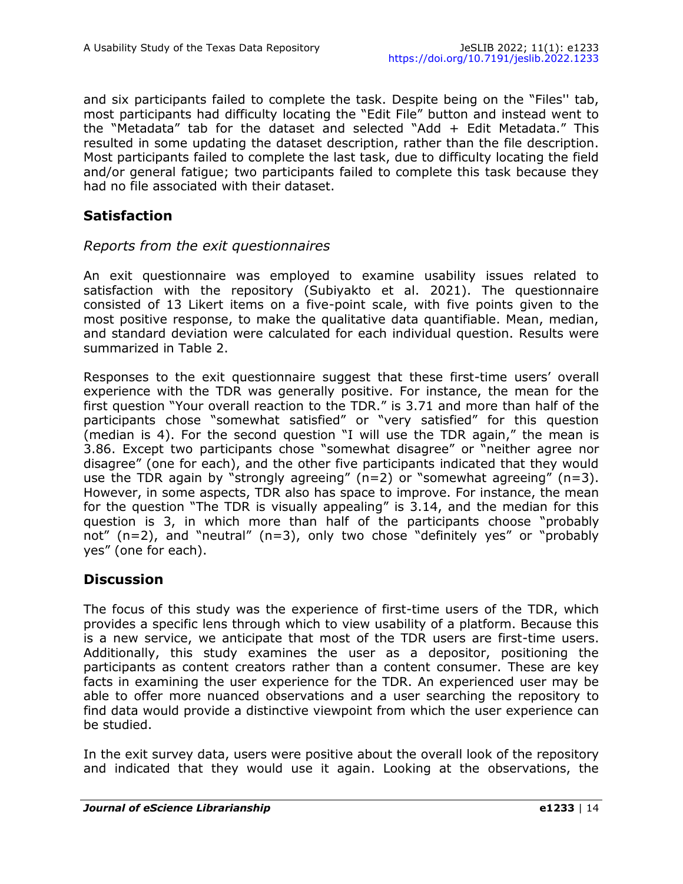and six participants failed to complete the task. Despite being on the "Files'' tab, most participants had difficulty locating the "Edit File" button and instead went to the "Metadata" tab for the dataset and selected "Add + Edit Metadata." This resulted in some updating the dataset description, rather than the file description. Most participants failed to complete the last task, due to difficulty locating the field and/or general fatigue; two participants failed to complete this task because they had no file associated with their dataset.

## Satisfaction

### *Reports from the exit questionnaires*

An exit questionnaire was employed to examine usability issues related to satisfaction with the repository (Subiyakto et al. 2021). The questionnaire consisted of 13 Likert items on a five-point scale, with five points given to the most positive response, to make the qualitative data quantifiable. Mean, median, and standard deviation were calculated for each individual question. Results were summarized in Table 2.

Responses to the exit questionnaire suggest that these first-time users' overall experience with the TDR was generally positive. For instance, the mean for the first question "Your overall reaction to the TDR." is 3.71 and more than half of the participants chose "somewhat satisfied" or "very satisfied" for this question (median is 4). For the second question "I will use the TDR again," the mean is 3.86. Except two participants chose "somewhat disagree" or "neither agree nor disagree" (one for each), and the other five participants indicated that they would use the TDR again by "strongly agreeing" (n=2) or "somewhat agreeing" (n=3). However, in some aspects, TDR also has space to improve. For instance, the mean for the question "The TDR is visually appealing" is 3.14, and the median for this question is 3, in which more than half of the participants choose "probably not" (n=2), and "neutral" (n=3), only two chose "definitely yes" or "probably yes" (one for each).

## Discussion

The focus of this study was the experience of first-time users of the TDR, which provides a specific lens through which to view usability of a platform. Because this is a new service, we anticipate that most of the TDR users are first-time users. Additionally, this study examines the user as a depositor, positioning the participants as content creators rather than a content consumer. These are key facts in examining the user experience for the TDR. An experienced user may be able to offer more nuanced observations and a user searching the repository to find data would provide a distinctive viewpoint from which the user experience can be studied.

In the exit survey data, users were positive about the overall look of the repository and indicated that they would use it again. Looking at the observations, the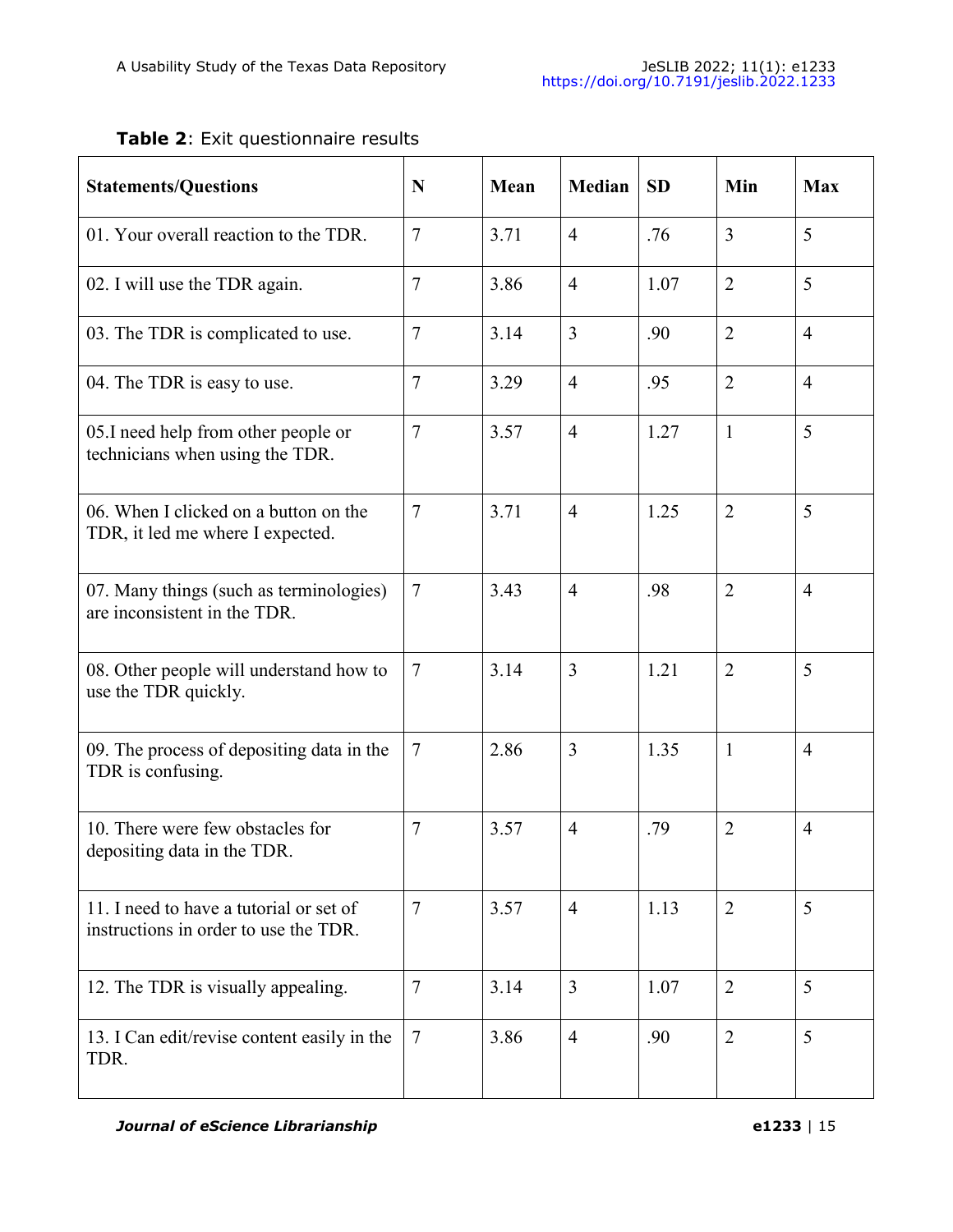**Table 2**: Exit questionnaire results

| Statements/Questions | N | Mean | Median | SD | Min | Max |
|---|---|---|---|---|---|---|
| 01. Your overall reaction to the TDR. | 7 | 3.71 | 4 | .76 | 3 | 5 |
| 02. I will use the TDR again. | 7 | 3.86 | 4 | 1.07 | 2 | 5 |
| 03. The TDR is complicated to use. | 7 | 3.14 | 3 | .90 | 2 | 4 |
| 04. The TDR is easy to use. | 7 | 3.29 | 4 | .95 | 2 | 4 |
| 05.I need help from other people or technicians when using the TDR. | 7 | 3.57 | 4 | 1.27 | 1 | 5 |
| 06. When I clicked on a button on the TDR, it led me where I expected. | 7 | 3.71 | 4 | 1.25 | 2 | 5 |
| 07. Many things (such as terminologies) are inconsistent in the TDR. | 7 | 3.43 | 4 | .98 | 2 | 4 |
| 08. Other people will understand how to use the TDR quickly. | 7 | 3.14 | 3 | 1.21 | 2 | 5 |
| 09. The process of depositing data in the TDR is confusing. | 7 | 2.86 | 3 | 1.35 | 1 | 4 |
| 10. There were few obstacles for depositing data in the TDR. | 7 | 3.57 | 4 | .79 | 2 | 4 |
| 11. I need to have a tutorial or set of instructions in order to use the TDR. | 7 | 3.57 | 4 | 1.13 | 2 | 5 |
| 12. The TDR is visually appealing. | 7 | 3.14 | 3 | 1.07 | 2 | 5 |
| 13. I Can edit/revise content easily in the TDR. | 7 | 3.86 | 4 | .90 | 2 | 5 |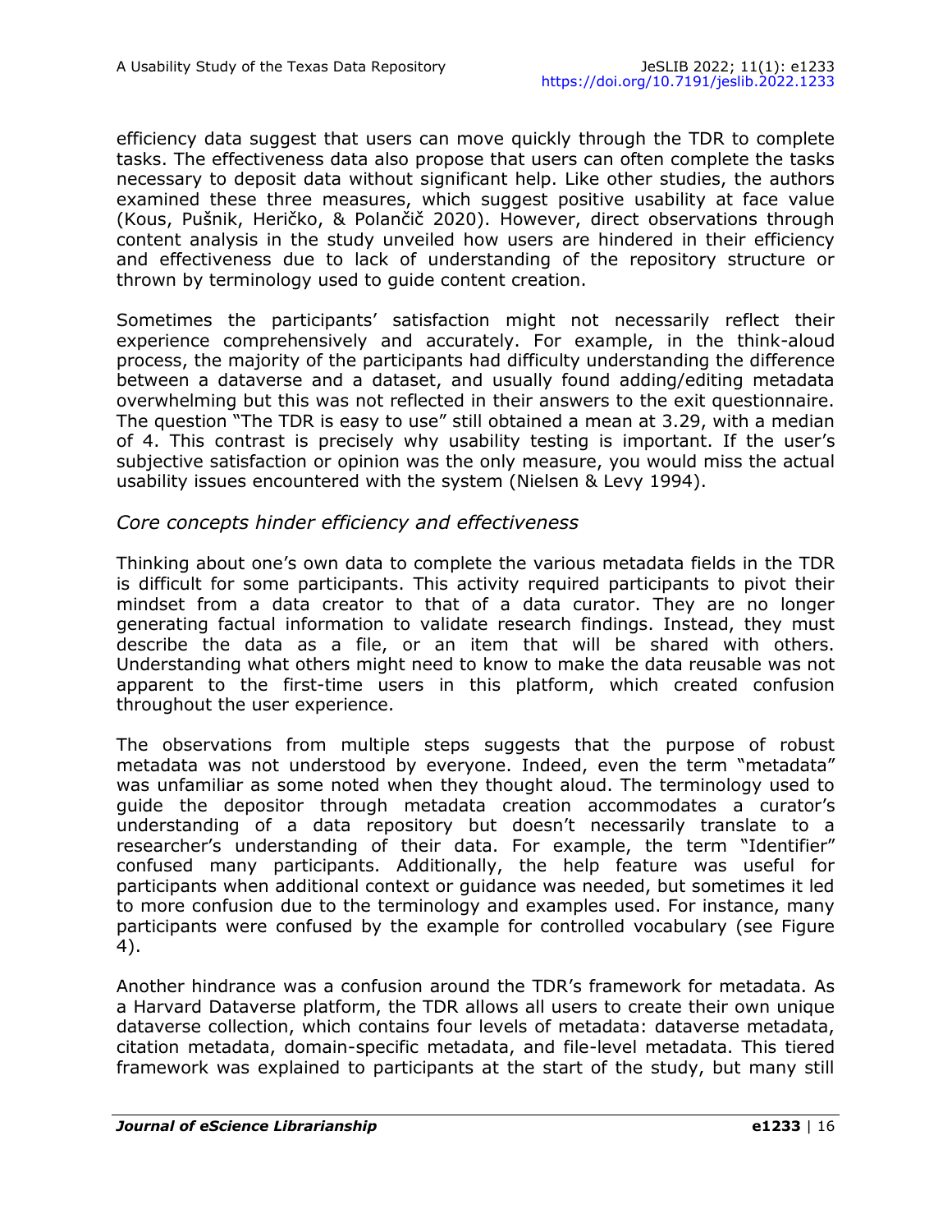efficiency data suggest that users can move quickly through the TDR to complete tasks. The effectiveness data also propose that users can often complete the tasks necessary to deposit data without significant help. Like other studies, the authors examined these three measures, which suggest positive usability at face value (Kous, Pušnik, Heričko, & Polančič 2020). However, direct observations through content analysis in the study unveiled how users are hindered in their efficiency and effectiveness due to lack of understanding of the repository structure or thrown by terminology used to guide content creation.

Sometimes the participants' satisfaction might not necessarily reflect their experience comprehensively and accurately. For example, in the think-aloud process, the majority of the participants had difficulty understanding the difference between a dataverse and a dataset, and usually found adding/editing metadata overwhelming but this was not reflected in their answers to the exit questionnaire. The question "The TDR is easy to use" still obtained a mean at 3.29, with a median of 4. This contrast is precisely why usability testing is important. If the user's subjective satisfaction or opinion was the only measure, you would miss the actual usability issues encountered with the system (Nielsen & Levy 1994).

### *Core concepts hinder efficiency and effectiveness*

Thinking about one's own data to complete the various metadata fields in the TDR is difficult for some participants. This activity required participants to pivot their mindset from a data creator to that of a data curator. They are no longer generating factual information to validate research findings. Instead, they must describe the data as a file, or an item that will be shared with others. Understanding what others might need to know to make the data reusable was not apparent to the first-time users in this platform, which created confusion throughout the user experience.

The observations from multiple steps suggests that the purpose of robust metadata was not understood by everyone. Indeed, even the term "metadata" was unfamiliar as some noted when they thought aloud. The terminology used to guide the depositor through metadata creation accommodates a curator's understanding of a data repository but doesn't necessarily translate to a researcher's understanding of their data. For example, the term "Identifier" confused many participants. Additionally, the help feature was useful for participants when additional context or guidance was needed, but sometimes it led to more confusion due to the terminology and examples used. For instance, many participants were confused by the example for controlled vocabulary (see Figure 4).

Another hindrance was a confusion around the TDR's framework for metadata. As a Harvard Dataverse platform, the TDR allows all users to create their own unique dataverse collection, which contains four levels of metadata: dataverse metadata, citation metadata, domain-specific metadata, and file-level metadata. This tiered framework was explained to participants at the start of the study, but many still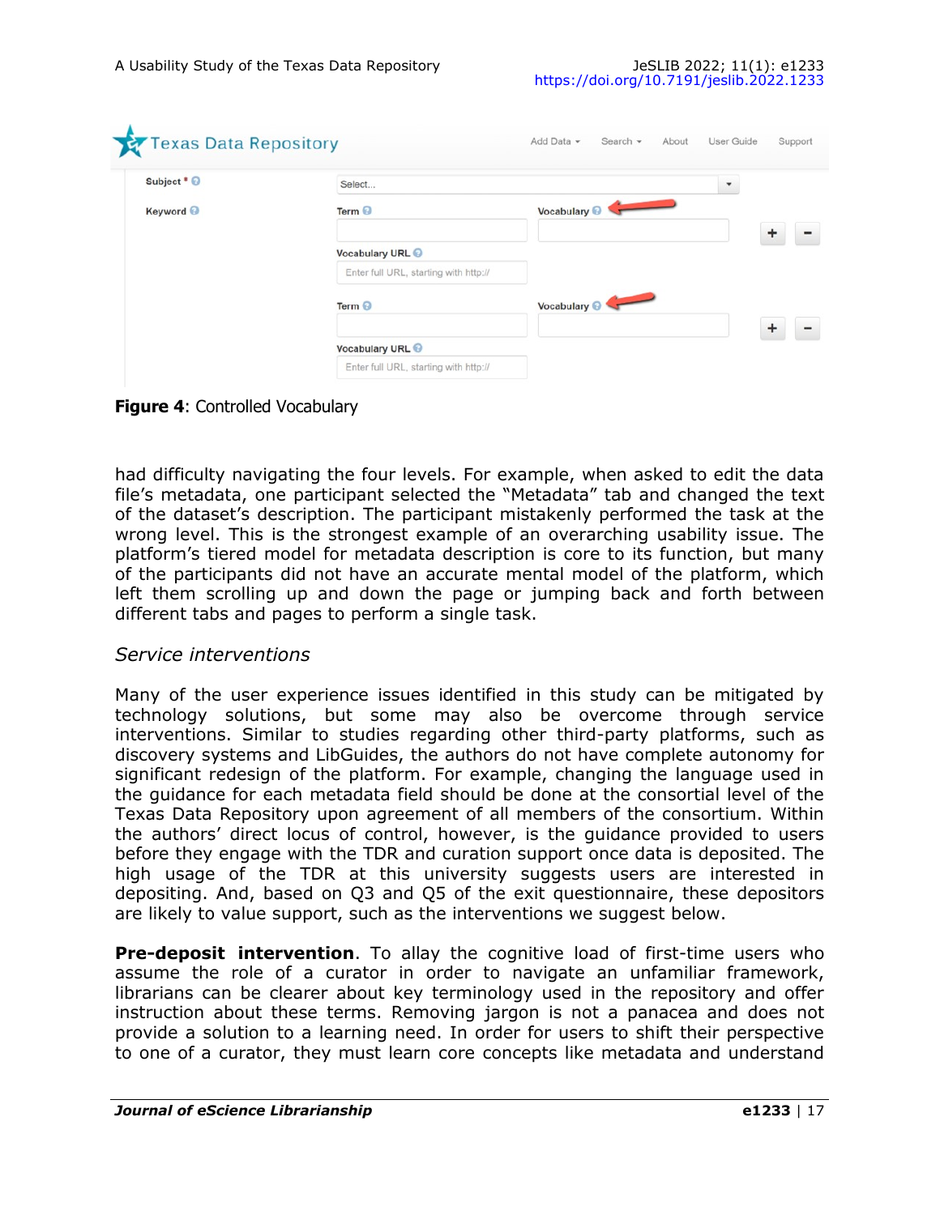**Figure 4**: Controlled Vocabulary

had difficulty navigating the four levels. For example, when asked to edit the data file's metadata, one participant selected the "Metadata" tab and changed the text of the dataset's description. The participant mistakenly performed the task at the wrong level. This is the strongest example of an overarching usability issue. The platform's tiered model for metadata description is core to its function, but many of the participants did not have an accurate mental model of the platform, which left them scrolling up and down the page or jumping back and forth between different tabs and pages to perform a single task.

### *Service interventions*

Many of the user experience issues identified in this study can be mitigated by technology solutions, but some may also be overcome through service interventions. Similar to studies regarding other third-party platforms, such as discovery systems and LibGuides, the authors do not have complete autonomy for significant redesign of the platform. For example, changing the language used in the guidance for each metadata field should be done at the consortial level of the Texas Data Repository upon agreement of all members of the consortium. Within the authors' direct locus of control, however, is the guidance provided to users before they engage with the TDR and curation support once data is deposited. The high usage of the TDR at this university suggests users are interested in depositing. And, based on Q3 and Q5 of the exit questionnaire, these depositors are likely to value support, such as the interventions we suggest below.

**Pre-deposit intervention**. To allay the cognitive load of first-time users who assume the role of a curator in order to navigate an unfamiliar framework, librarians can be clearer about key terminology used in the repository and offer instruction about these terms. Removing jargon is not a panacea and does not provide a solution to a learning need. In order for users to shift their perspective to one of a curator, they must learn core concepts like metadata and understand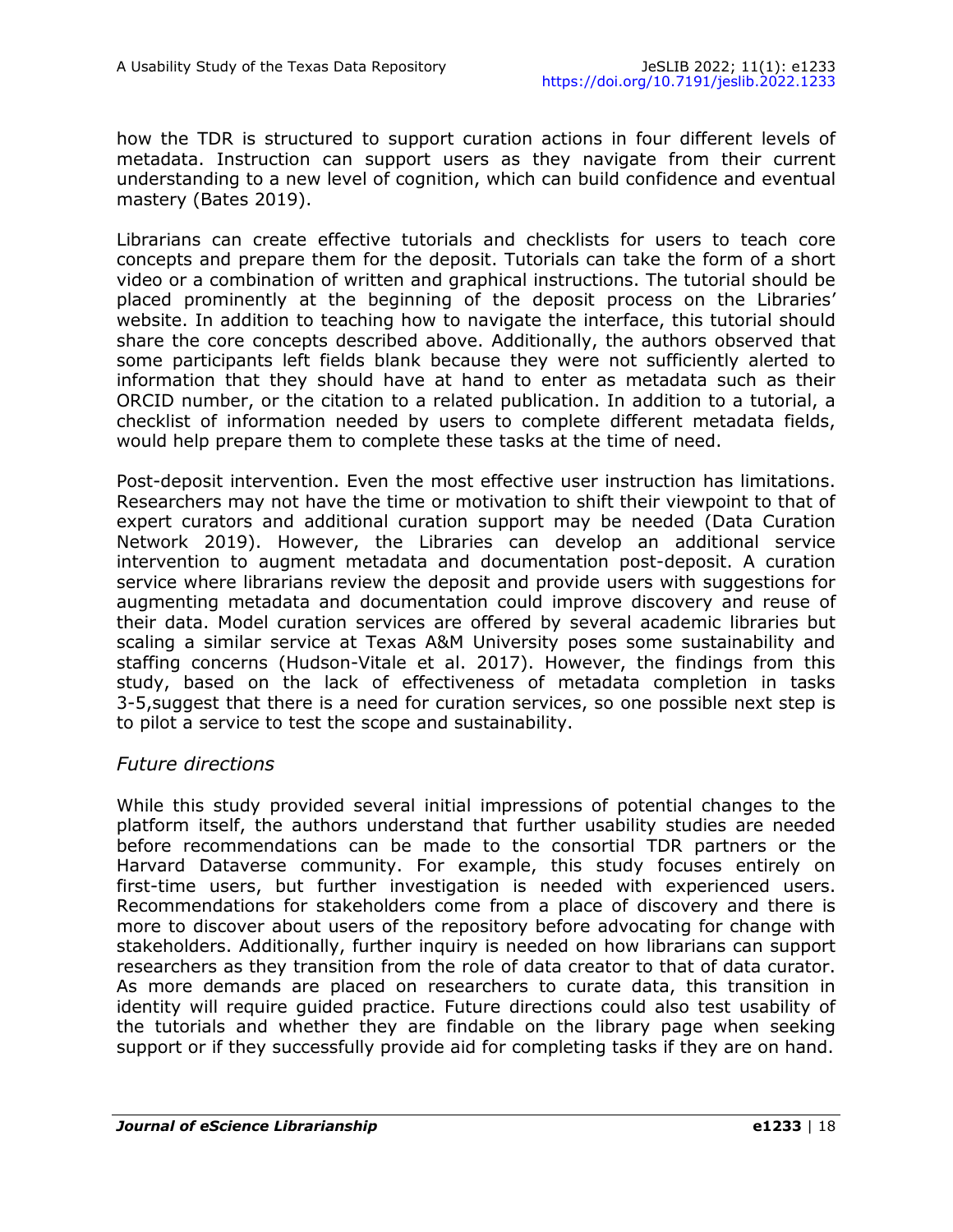how the TDR is structured to support curation actions in four different levels of metadata. Instruction can support users as they navigate from their current understanding to a new level of cognition, which can build confidence and eventual mastery (Bates 2019).

Librarians can create effective tutorials and checklists for users to teach core concepts and prepare them for the deposit. Tutorials can take the form of a short video or a combination of written and graphical instructions. The tutorial should be placed prominently at the beginning of the deposit process on the Libraries' website. In addition to teaching how to navigate the interface, this tutorial should share the core concepts described above. Additionally, the authors observed that some participants left fields blank because they were not sufficiently alerted to information that they should have at hand to enter as metadata such as their ORCID number, or the citation to a related publication. In addition to a tutorial, a checklist of information needed by users to complete different metadata fields, would help prepare them to complete these tasks at the time of need.

Post-deposit intervention. Even the most effective user instruction has limitations. Researchers may not have the time or motivation to shift their viewpoint to that of expert curators and additional curation support may be needed (Data Curation Network 2019). However, the Libraries can develop an additional service intervention to augment metadata and documentation post-deposit. A curation service where librarians review the deposit and provide users with suggestions for augmenting metadata and documentation could improve discovery and reuse of their data. Model curation services are offered by several academic libraries but scaling a similar service at Texas A&M University poses some sustainability and staffing concerns (Hudson-Vitale et al. 2017). However, the findings from this study, based on the lack of effectiveness of metadata completion in tasks 3-5,suggest that there is a need for curation services, so one possible next step is to pilot a service to test the scope and sustainability.

### *Future directions*

While this study provided several initial impressions of potential changes to the platform itself, the authors understand that further usability studies are needed before recommendations can be made to the consortial TDR partners or the Harvard Dataverse community. For example, this study focuses entirely on first-time users, but further investigation is needed with experienced users. Recommendations for stakeholders come from a place of discovery and there is more to discover about users of the repository before advocating for change with stakeholders. Additionally, further inquiry is needed on how librarians can support researchers as they transition from the role of data creator to that of data curator. As more demands are placed on researchers to curate data, this transition in identity will require guided practice. Future directions could also test usability of the tutorials and whether they are findable on the library page when seeking support or if they successfully provide aid for completing tasks if they are on hand.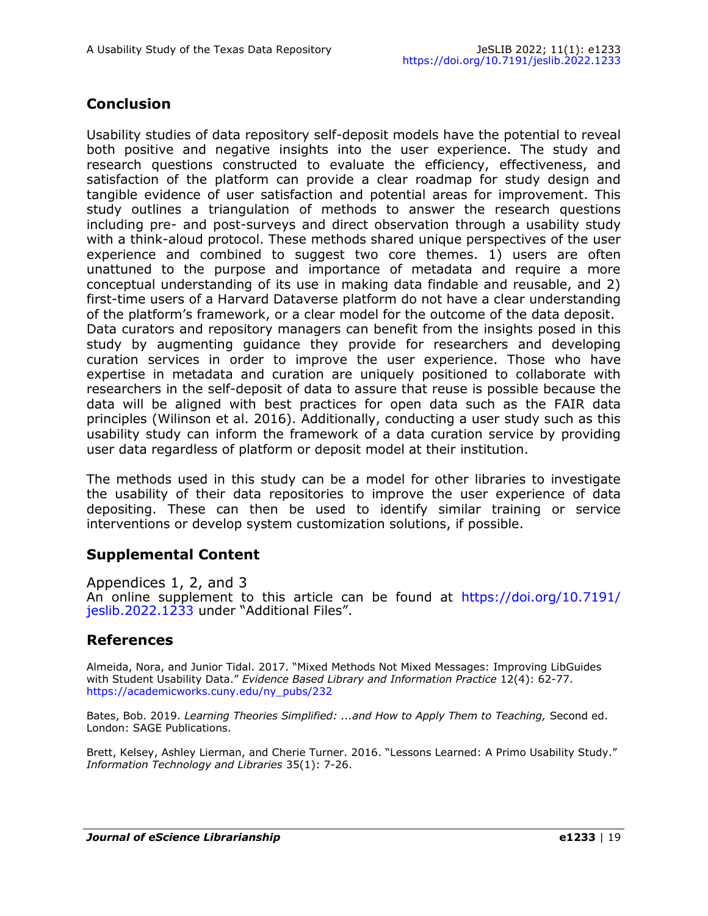## Conclusion

Usability studies of data repository self-deposit models have the potential to reveal both positive and negative insights into the user experience. The study and research questions constructed to evaluate the efficiency, effectiveness, and satisfaction of the platform can provide a clear roadmap for study design and tangible evidence of user satisfaction and potential areas for improvement. This study outlines a triangulation of methods to answer the research questions including pre- and post-surveys and direct observation through a usability study with a think-aloud protocol. These methods shared unique perspectives of the user experience and combined to suggest two core themes. 1) users are often unattuned to the purpose and importance of metadata and require a more conceptual understanding of its use in making data findable and reusable, and 2) first-time users of a Harvard Dataverse platform do not have a clear understanding of the platform's framework, or a clear model for the outcome of the data deposit. Data curators and repository managers can benefit from the insights posed in this study by augmenting guidance they provide for researchers and developing curation services in order to improve the user experience. Those who have expertise in metadata and curation are uniquely positioned to collaborate with researchers in the self-deposit of data to assure that reuse is possible because the data will be aligned with best practices for open data such as the FAIR data principles (Wilinson et al. 2016). Additionally, conducting a user study such as this usability study can inform the framework of a data curation service by providing user data regardless of platform or deposit model at their institution.

The methods used in this study can be a model for other libraries to investigate the usability of their data repositories to improve the user experience of data depositing. These can then be used to identify similar training or service interventions or develop system customization solutions, if possible.

## Supplemental Content

Appendices 1, 2, and 3
An online supplement to this article can be found at https://doi.org/10.7191/jeslib.2022.1233 under "Additional Files".

## References

Almeida, Nora, and Junior Tidal. 2017. "Mixed Methods Not Mixed Messages: Improving LibGuides with Student Usability Data." *Evidence Based Library and Information Practice* 12(4): 62-77. https://academicworks.cuny.edu/ny_pubs/232

Bates, Bob. 2019. *Learning Theories Simplified: ...and How to Apply Them to Teaching,* Second ed. London: SAGE Publications.

Brett, Kelsey, Ashley Lierman, and Cherie Turner. 2016. "Lessons Learned: A Primo Usability Study." *Information Technology and Libraries* 35(1): 7-26.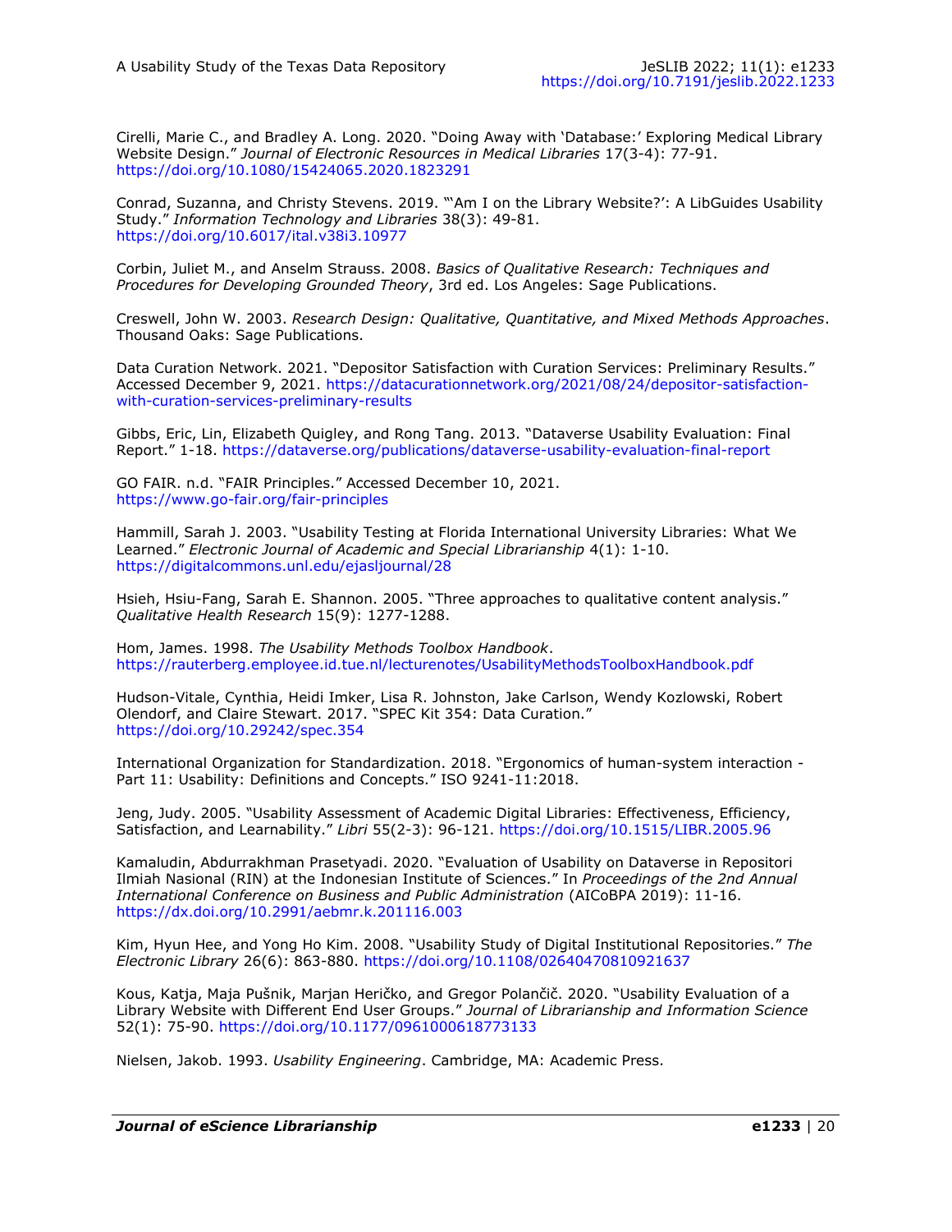Cirelli, Marie C., and Bradley A. Long. 2020. "Doing Away with 'Database:' Exploring Medical Library Website Design." *Journal of Electronic Resources in Medical Libraries* 17(3-4): 77-91. https://doi.org/10.1080/15424065.2020.1823291

Conrad, Suzanna, and Christy Stevens. 2019. "'Am I on the Library Website?': A LibGuides Usability Study." *Information Technology and Libraries* 38(3): 49-81. https://doi.org/10.6017/ital.v38i3.10977

Corbin, Juliet M., and Anselm Strauss. 2008. *Basics of Qualitative Research: Techniques and Procedures for Developing Grounded Theory*, 3rd ed. Los Angeles: Sage Publications.

Creswell, John W. 2003. *Research Design: Qualitative, Quantitative, and Mixed Methods Approaches*. Thousand Oaks: Sage Publications.

Data Curation Network. 2021. "Depositor Satisfaction with Curation Services: Preliminary Results." Accessed December 9, 2021. https://datacurationnetwork.org/2021/08/24/depositor-satisfaction-with-curation-services-preliminary-results

Gibbs, Eric, Lin, Elizabeth Quigley, and Rong Tang. 2013. "Dataverse Usability Evaluation: Final Report." 1-18. https://dataverse.org/publications/dataverse-usability-evaluation-final-report

GO FAIR. n.d. "FAIR Principles." Accessed December 10, 2021. https://www.go-fair.org/fair-principles

Hammill, Sarah J. 2003. "Usability Testing at Florida International University Libraries: What We Learned." *Electronic Journal of Academic and Special Librarianship* 4(1): 1-10. https://digitalcommons.unl.edu/ejasljournal/28

Hsieh, Hsiu-Fang, Sarah E. Shannon. 2005. "Three approaches to qualitative content analysis." *Qualitative Health Research* 15(9): 1277-1288.

Hom, James. 1998. *The Usability Methods Toolbox Handbook*. https://rauterberg.employee.id.tue.nl/lecturenotes/UsabilityMethodsToolboxHandbook.pdf

Hudson-Vitale, Cynthia, Heidi Imker, Lisa R. Johnston, Jake Carlson, Wendy Kozlowski, Robert Olendorf, and Claire Stewart. 2017. "SPEC Kit 354: Data Curation." https://doi.org/10.29242/spec.354

International Organization for Standardization. 2018. "Ergonomics of human-system interaction - Part 11: Usability: Definitions and Concepts." ISO 9241-11:2018.

Jeng, Judy. 2005. "Usability Assessment of Academic Digital Libraries: Effectiveness, Efficiency, Satisfaction, and Learnability." *Libri* 55(2-3): 96-121. https://doi.org/10.1515/LIBR.2005.96

Kamaludin, Abdurrakhman Prasetyadi. 2020. "Evaluation of Usability on Dataverse in Repositori Ilmiah Nasional (RIN) at the Indonesian Institute of Sciences." In *Proceedings of the 2nd Annual International Conference on Business and Public Administration* (AICoBPA 2019): 11-16. https://dx.doi.org/10.2991/aebmr.k.201116.003

Kim, Hyun Hee, and Yong Ho Kim. 2008. "Usability Study of Digital Institutional Repositories." *The Electronic Library* 26(6): 863-880. https://doi.org/10.1108/02640470810921637

Kous, Katja, Maja Pušnik, Marjan Heričko, and Gregor Polančič. 2020. "Usability Evaluation of a Library Website with Different End User Groups." *Journal of Librarianship and Information Science* 52(1): 75-90. https://doi.org/10.1177/0961000618773133

Nielsen, Jakob. 1993. *Usability Engineering*. Cambridge, MA: Academic Press.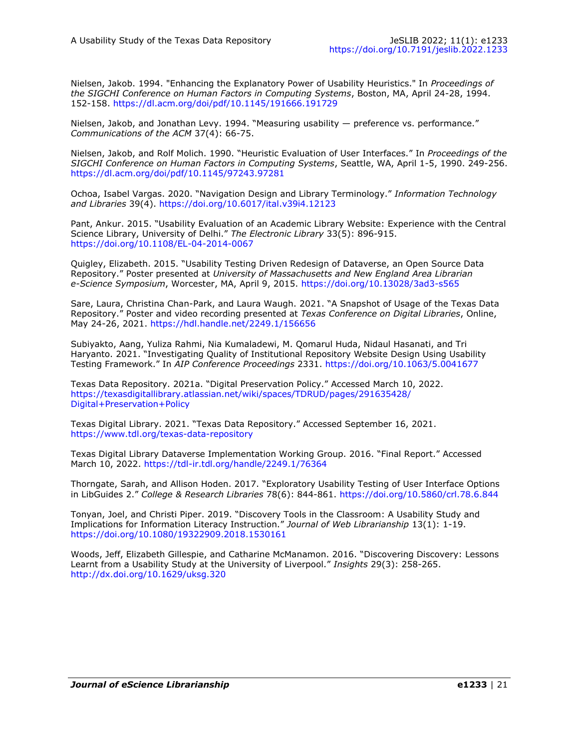Nielsen, Jakob. 1994. "Enhancing the Explanatory Power of Usability Heuristics." In *Proceedings of the SIGCHI Conference on Human Factors in Computing Systems*, Boston, MA, April 24-28, 1994. 152-158. https://dl.acm.org/doi/pdf/10.1145/191666.191729

Nielsen, Jakob, and Jonathan Levy. 1994. "Measuring usability — preference vs. performance." *Communications of the ACM* 37(4): 66-75.

Nielsen, Jakob, and Rolf Molich. 1990. "Heuristic Evaluation of User Interfaces." In *Proceedings of the SIGCHI Conference on Human Factors in Computing Systems*, Seattle, WA, April 1-5, 1990. 249-256. https://dl.acm.org/doi/pdf/10.1145/97243.97281

Ochoa, Isabel Vargas. 2020. "Navigation Design and Library Terminology." *Information Technology and Libraries* 39(4). https://doi.org/10.6017/ital.v39i4.12123

Pant, Ankur. 2015. "Usability Evaluation of an Academic Library Website: Experience with the Central Science Library, University of Delhi." *The Electronic Library* 33(5): 896-915. https://doi.org/10.1108/EL-04-2014-0067

Quigley, Elizabeth. 2015. "Usability Testing Driven Redesign of Dataverse, an Open Source Data Repository." Poster presented at *University of Massachusetts and New England Area Librarian e-Science Symposium*, Worcester, MA, April 9, 2015. https://doi.org/10.13028/3ad3-s565

Sare, Laura, Christina Chan-Park, and Laura Waugh. 2021. "A Snapshot of Usage of the Texas Data Repository." Poster and video recording presented at *Texas Conference on Digital Libraries*, Online, May 24-26, 2021. https://hdl.handle.net/2249.1/156656

Subiyakto, Aang, Yuliza Rahmi, Nia Kumaladewi, M. Qomarul Huda, Nidaul Hasanati, and Tri Haryanto. 2021. "Investigating Quality of Institutional Repository Website Design Using Usability Testing Framework." In *AIP Conference Proceedings* 2331. https://doi.org/10.1063/5.0041677

Texas Data Repository. 2021a. "Digital Preservation Policy." Accessed March 10, 2022. https://texasdigitallibrary.atlassian.net/wiki/spaces/TDRUD/pages/291635428/Digital+Preservation+Policy

Texas Digital Library. 2021. "Texas Data Repository." Accessed September 16, 2021. https://www.tdl.org/texas-data-repository

Texas Digital Library Dataverse Implementation Working Group. 2016. "Final Report." Accessed March 10, 2022. https://tdl-ir.tdl.org/handle/2249.1/76364

Thorngate, Sarah, and Allison Hoden. 2017. "Exploratory Usability Testing of User Interface Options in LibGuides 2." *College & Research Libraries* 78(6): 844-861. https://doi.org/10.5860/crl.78.6.844

Tonyan, Joel, and Christi Piper. 2019. "Discovery Tools in the Classroom: A Usability Study and Implications for Information Literacy Instruction." *Journal of Web Librarianship* 13(1): 1-19. https://doi.org/10.1080/19322909.2018.1530161

Woods, Jeff, Elizabeth Gillespie, and Catharine McManamon. 2016. "Discovering Discovery: Lessons Learnt from a Usability Study at the University of Liverpool." *Insights* 29(3): 258-265. http://dx.doi.org/10.1629/uksg.320